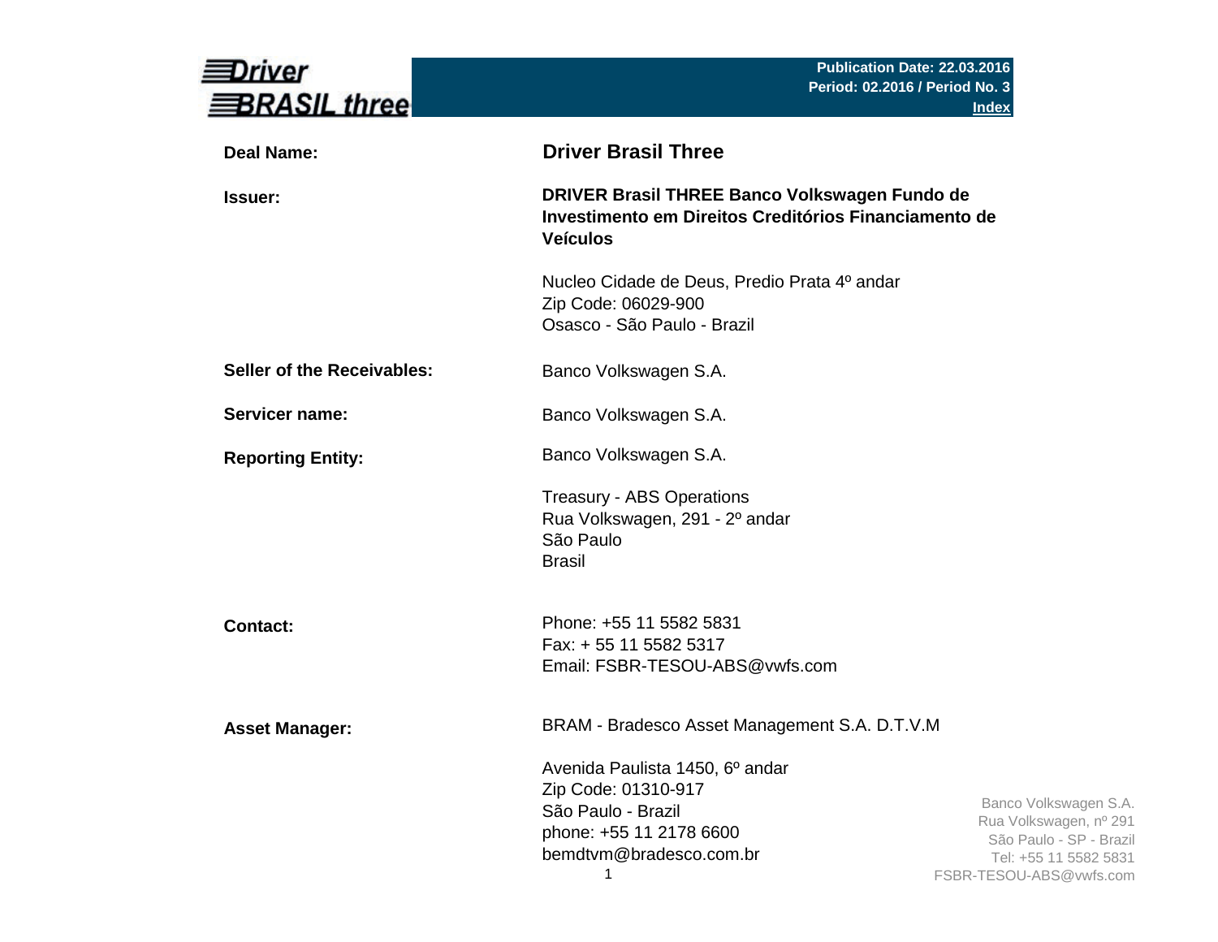**Driver BRASIL three**

**Publication Date: 22.03.2016**
**Period: 02.2016 / Period No. 3**
**Index**

| | |
|---|---|
| **Deal Name:** | **Driver Brasil Three** |
| **Issuer:** | **DRIVER Brasil THREE Banco Volkswagen Fundo de Investimento em Direitos Creditórios Financiamento de Veículos** |
| | Nucleo Cidade de Deus, Predio Prata 4º andar<br>Zip Code: 06029-900<br>Osasco - São Paulo - Brazil |
| **Seller of the Receivables:** | Banco Volkswagen S.A. |
| **Servicer name:** | Banco Volkswagen S.A. |
| **Reporting Entity:** | Banco Volkswagen S.A. |
| | Treasury - ABS Operations<br>Rua Volkswagen, 291 - 2º andar<br>São Paulo<br>Brasil |
| **Contact:** | Phone: +55 11 5582 5831<br>Fax: + 55 11 5582 5317<br>Email: FSBR-TESOU-ABS@vwfs.com |
| **Asset Manager:** | BRAM - Bradesco Asset Management S.A. D.T.V.M |
| | Avenida Paulista 1450, 6º andar<br>Zip Code: 01310-917<br>São Paulo - Brazil<br>phone: +55 11 2178 6600<br>bemdtvm@bradesco.com.br |

Banco Volkswagen S.A.
Rua Volkswagen, nº 291
São Paulo - SP - Brazil
Tel: +55 11 5582 5831
FSBR-TESOU-ABS@vwfs.com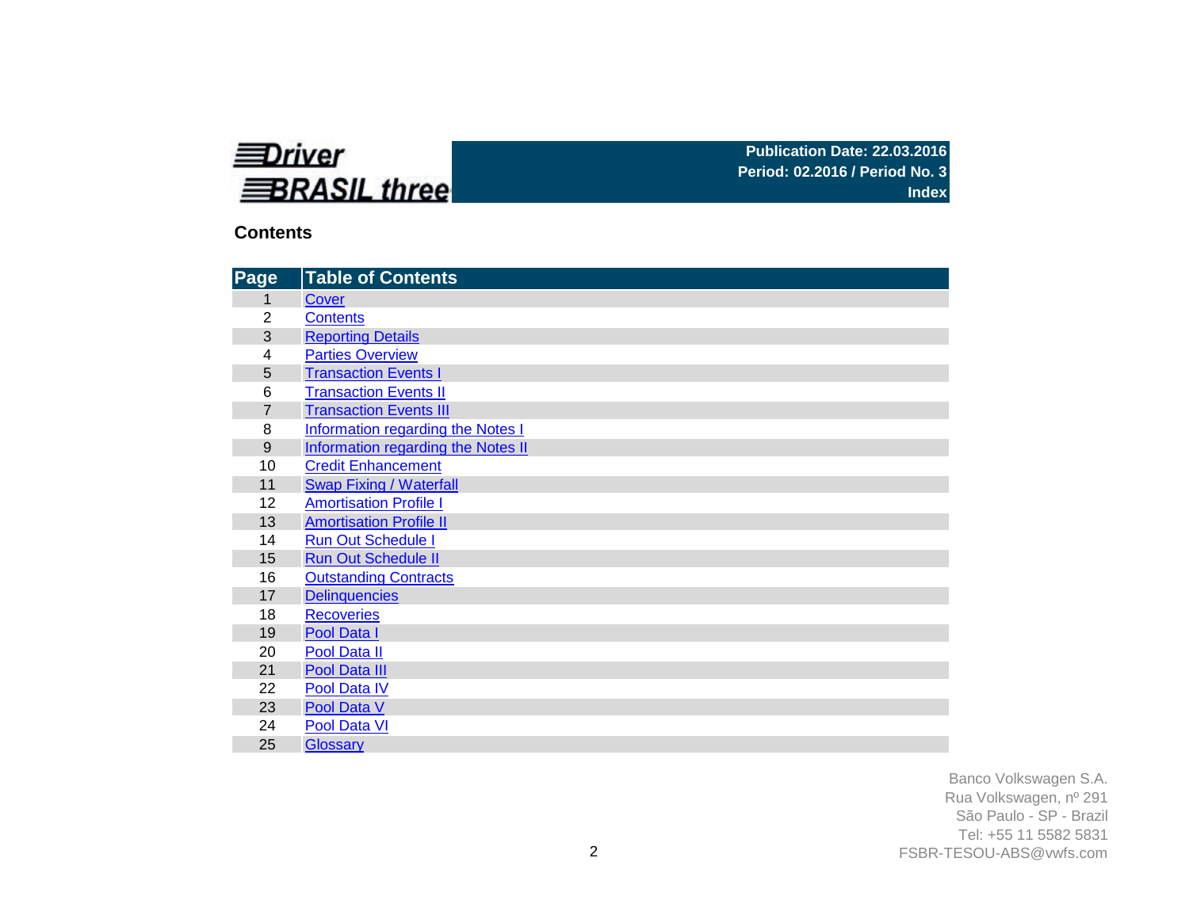Driver BRASIL three

**Publication Date: 22.03.2016**
**Period: 02.2016 / Period No. 3**
**Index**

## Contents

| Page | Table of Contents |
|---|---|
| 1 | Cover |
| 2 | Contents |
| 3 | Reporting Details |
| 4 | Parties Overview |
| 5 | Transaction Events I |
| 6 | Transaction Events II |
| 7 | Transaction Events III |
| 8 | Information regarding the Notes I |
| 9 | Information regarding the Notes II |
| 10 | Credit Enhancement |
| 11 | Swap Fixing / Waterfall |
| 12 | Amortisation Profile I |
| 13 | Amortisation Profile II |
| 14 | Run Out Schedule I |
| 15 | Run Out Schedule II |
| 16 | Outstanding Contracts |
| 17 | Delinquencies |
| 18 | Recoveries |
| 19 | Pool Data I |
| 20 | Pool Data II |
| 21 | Pool Data III |
| 22 | Pool Data IV |
| 23 | Pool Data V |
| 24 | Pool Data VI |
| 25 | Glossary |

Banco Volkswagen S.A.
Rua Volkswagen, nº 291
São Paulo - SP - Brazil
Tel: +55 11 5582 5831
FSBR-TESOU-ABS@vwfs.com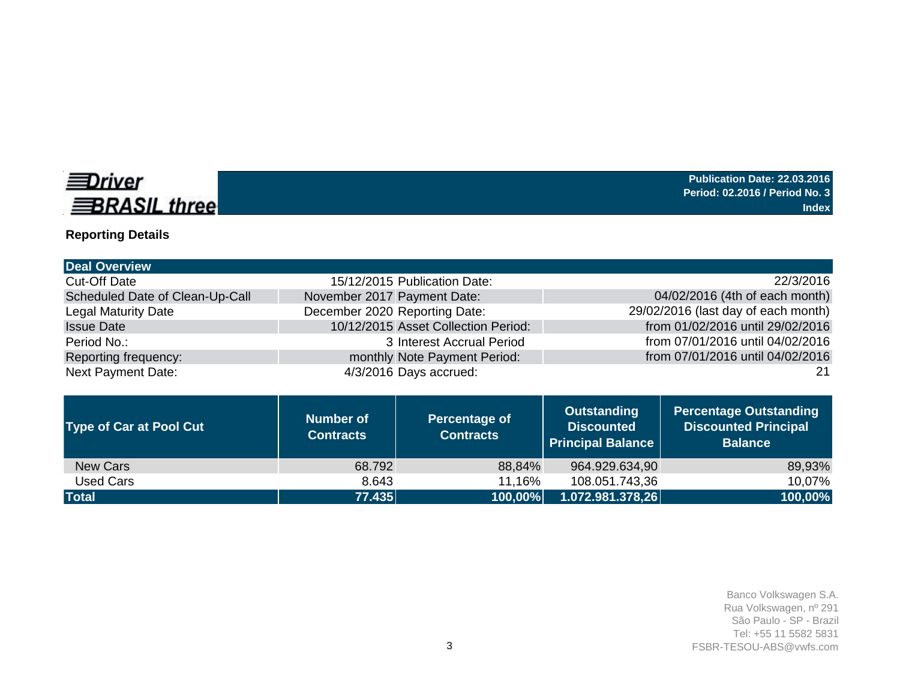**Driver BRASIL three**

**Publication Date: 22.03.2016**
**Period: 02.2016 / Period No. 3**
**Index**

## Reporting Details

| Deal Overview | | | |
|---|---|---|---|
| Cut-Off Date | 15/12/2015 | Publication Date: | 22/3/2016 |
| Scheduled Date of Clean-Up-Call | November 2017 | Payment Date: | 04/02/2016 (4th of each month) |
| Legal Maturity Date | December 2020 | Reporting Date: | 29/02/2016 (last day of each month) |
| Issue Date | 10/12/2015 | Asset Collection Period: | from 01/02/2016 until 29/02/2016 |
| Period No.: | 3 | Interest Accrual Period | from 07/01/2016 until 04/02/2016 |
| Reporting frequency: | monthly | Note Payment Period: | from 07/01/2016 until 04/02/2016 |
| Next Payment Date: | 4/3/2016 | Days accrued: | 21 |

| Type of Car at Pool Cut | Number of Contracts | Percentage of Contracts | Outstanding Discounted Principal Balance | Percentage Outstanding Discounted Principal Balance |
|---|---|---|---|---|
| New Cars | 68.792 | 88,84% | 964.929.634,90 | 89,93% |
| Used Cars | 8.643 | 11,16% | 108.051.743,36 | 10,07% |
| **Total** | **77.435** | **100,00%** | **1.072.981.378,26** | **100,00%** |

Banco Volkswagen S.A.
Rua Volkswagen, nº 291
São Paulo - SP - Brazil
Tel: +55 11 5582 5831
FSBR-TESOU-ABS@vwfs.com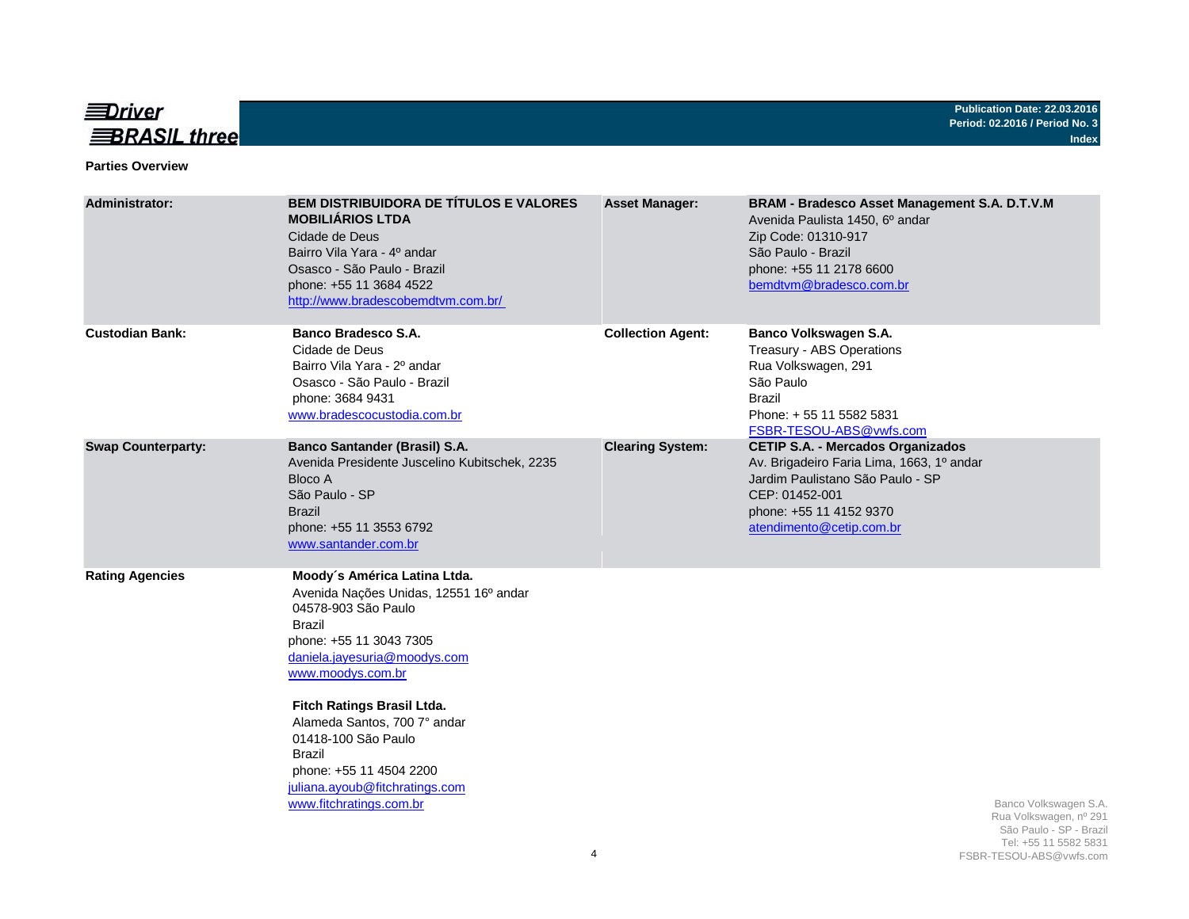## Parties Overview

| | | | |
|---|---|---|---|
| **Administrator:** | **BEM DISTRIBUIDORA DE TÍTULOS E VALORES MOBILIÁRIOS LTDA**<br>Cidade de Deus<br>Bairro Vila Yara - 4º andar<br>Osasco - São Paulo - Brazil<br>phone: +55 11 3684 4522<br>http://www.bradescobemdtvm.com.br/ | **Asset Manager:** | **BRAM - Bradesco Asset Management S.A. D.T.V.M**<br>Avenida Paulista 1450, 6º andar<br>Zip Code: 01310-917<br>São Paulo - Brazil<br>phone: +55 11 2178 6600<br>bemdtvm@bradesco.com.br |
| **Custodian Bank:** | **Banco Bradesco S.A.**<br>Cidade de Deus<br>Bairro Vila Yara - 2º andar<br>Osasco - São Paulo - Brazil<br>phone: 3684 9431<br>www.bradescocustodia.com.br | **Collection Agent:** | **Banco Volkswagen S.A.**<br>Treasury - ABS Operations<br>Rua Volkswagen, 291<br>São Paulo<br>Brazil<br>Phone: + 55 11 5582 5831<br>FSBR-TESOU-ABS@vwfs.com |
| **Swap Counterparty:** | **Banco Santander (Brasil) S.A.**<br>Avenida Presidente Juscelino Kubitschek, 2235<br>Bloco A<br>São Paulo - SP<br>Brazil<br>phone: +55 11 3553 6792<br>www.santander.com.br | **Clearing System:** | **CETIP S.A. - Mercados Organizados**<br>Av. Brigadeiro Faria Lima, 1663, 1º andar<br>Jardim Paulistano São Paulo - SP<br>CEP: 01452-001<br>phone: +55 11 4152 9370<br>atendimento@cetip.com.br |
| **Rating Agencies** | **Moody´s América Latina Ltda.**<br>Avenida Nações Unidas, 12551 16º andar<br>04578-903 São Paulo<br>Brazil<br>phone: +55 11 3043 7305<br>daniela.jayesuria@moodys.com<br>www.moodys.com.br<br><br>**Fitch Ratings Brasil Ltda.**<br>Alameda Santos, 700 7° andar<br>01418-100 São Paulo<br>Brazil<br>phone: +55 11 4504 2200<br>juliana.ayoub@fitchratings.com<br>www.fitchratings.com.br | | |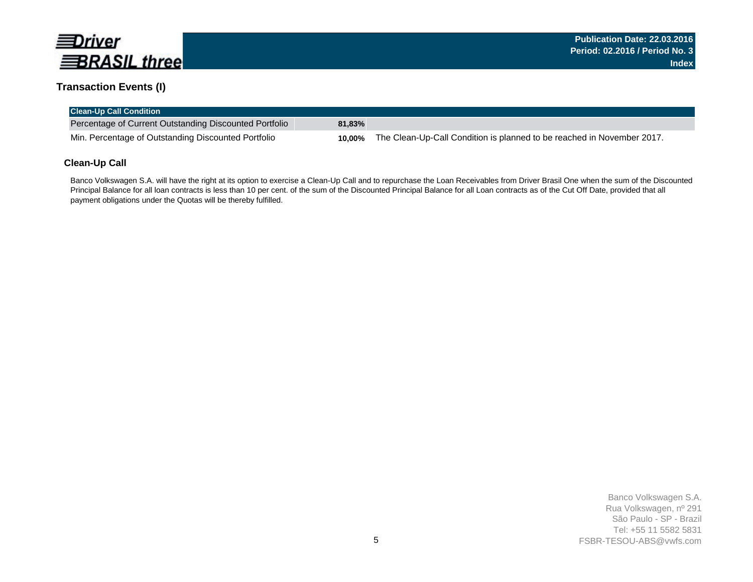## Transaction Events (I)

| Clean-Up Call Condition | | |
|---|---|---|
| Percentage of Current Outstanding Discounted Portfolio | **81,83%** | |
| Min. Percentage of Outstanding Discounted Portfolio | **10,00%** | The Clean-Up-Call Condition is planned to be reached in November 2017. |

### Clean-Up Call

Banco Volkswagen S.A. will have the right at its option to exercise a Clean-Up Call and to repurchase the Loan Receivables from Driver Brasil One when the sum of the Discounted Principal Balance for all loan contracts is less than 10 per cent. of the sum of the Discounted Principal Balance for all Loan contracts as of the Cut Off Date, provided that all payment obligations under the Quotas will be thereby fulfilled.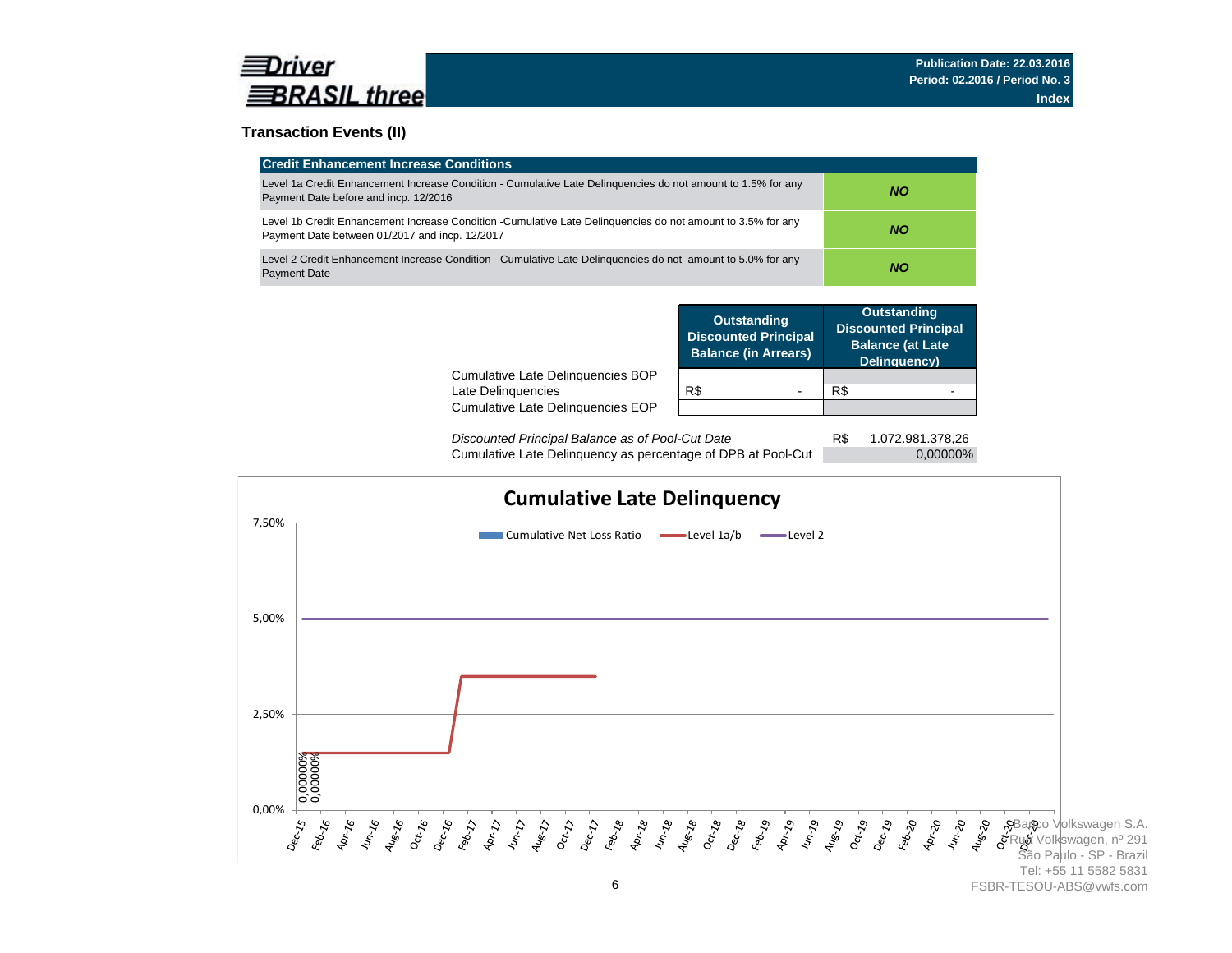## Transaction Events (II)

| Credit Enhancement Increase Conditions | |
|---|---|
| Level 1a Credit Enhancement Increase Condition - Cumulative Late Delinquencies do not amount to 1.5% for any Payment Date before and incp. 12/2016 | ***NO*** |
| Level 1b Credit Enhancement Increase Condition -Cumulative Late Delinquencies do not amount to 3.5% for any Payment Date between 01/2017 and incp. 12/2017 | ***NO*** |
| Level 2 Credit Enhancement Increase Condition - Cumulative Late Delinquencies do not amount to 5.0% for any Payment Date | ***NO*** |

| | Outstanding Discounted Principal Balance (in Arrears) | Outstanding Discounted Principal Balance (at Late Delinquency) |
|---|---|---|
| Cumulative Late Delinquencies BOP | | |
| Late Delinquencies | R$ - | R$ - |
| Cumulative Late Delinquencies EOP | | |

| | |
|---|---|
| *Discounted Principal Balance as of Pool-Cut Date* | R$ 1.072.981.378,26 |
| Cumulative Late Delinquency as percentage of DPB at Pool-Cut | 0,00000% |

**Cumulative Late Delinquency**

Legend: Cumulative Net Loss Ratio; Level 1a/b; Level 2

Y-axis: 0,00%; 2,50%; 5,00%; 7,50%

X-axis: Dec-15, Feb-16, Apr-16, Jun-16, Aug-16, Oct-16, Dec-16, Feb-17, Apr-17, Jun-17, Aug-17, Oct-17, Dec-17, Feb-18, Apr-18, Jun-18, Aug-18, Oct-18, Dec-18, Feb-19, Apr-19, Jun-19, Aug-19, Oct-19, Dec-19, Feb-20, Apr-20, Jun-20, Aug-20, Oct-20, Dec-20

Data labels: 0,00000%; 0,00000%

Banco Volkswagen S.A.
Rua Volkswagen, nº 291
São Paulo - SP - Brazil
Tel: +55 11 5582 5831
FSBR-TESOU-ABS@vwfs.com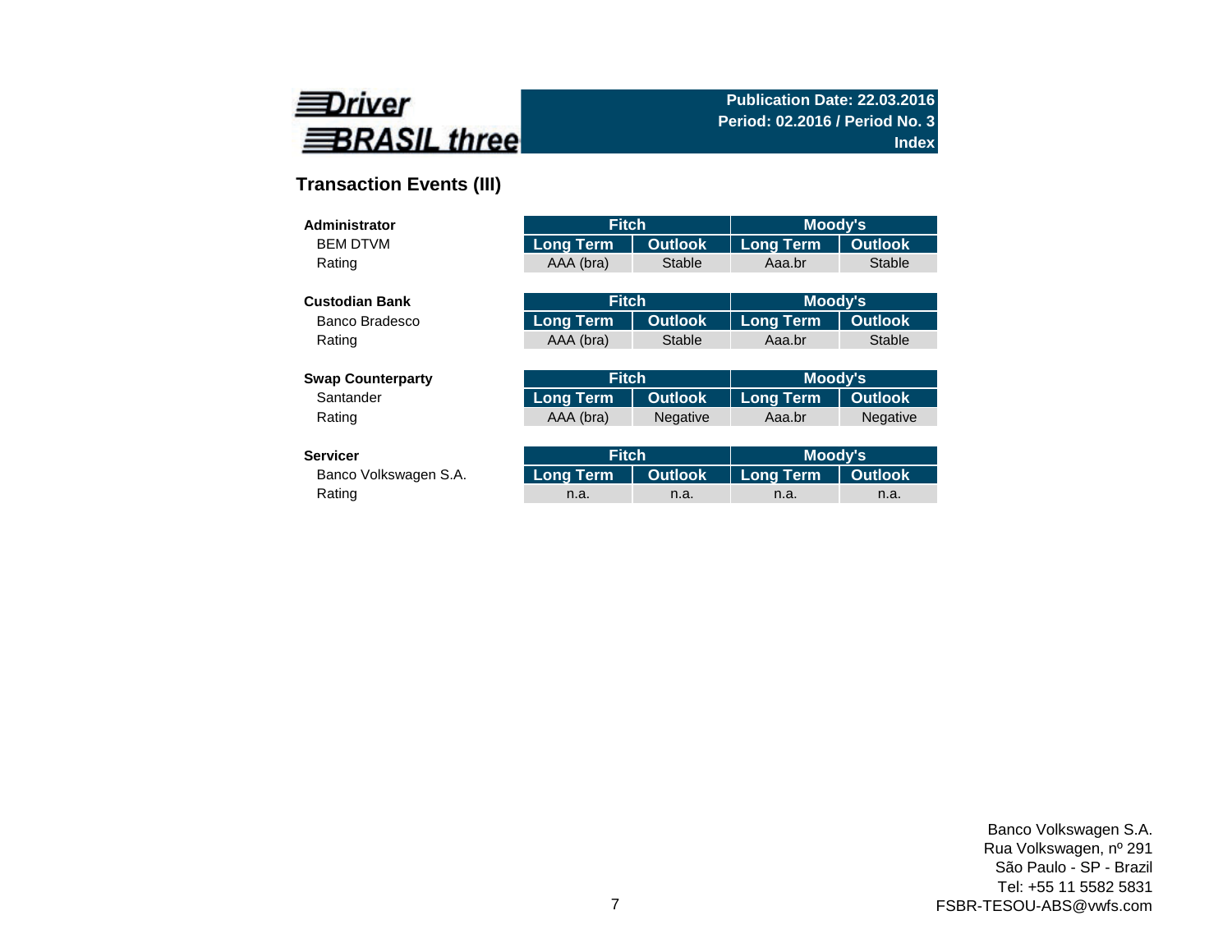**Driver BRASIL three**

**Publication Date: 22.03.2016**
**Period: 02.2016 / Period No. 3**
**Index**

## Transaction Events (III)

| **Administrator** | Fitch | | Moody's | |
|---|---|---|---|---|
| BEM DTVM | Long Term | Outlook | Long Term | Outlook |
| Rating | AAA (bra) | Stable | Aaa.br | Stable |

| **Custodian Bank** | Fitch | | Moody's | |
|---|---|---|---|---|
| Banco Bradesco | Long Term | Outlook | Long Term | Outlook |
| Rating | AAA (bra) | Stable | Aaa.br | Stable |

| **Swap Counterparty** | Fitch | | Moody's | |
|---|---|---|---|---|
| Santander | Long Term | Outlook | Long Term | Outlook |
| Rating | AAA (bra) | Negative | Aaa.br | Negative |

| **Servicer** | Fitch | | Moody's | |
|---|---|---|---|---|
| Banco Volkswagen S.A. | Long Term | Outlook | Long Term | Outlook |
| Rating | n.a. | n.a. | n.a. | n.a. |

Banco Volkswagen S.A.
Rua Volkswagen, nº 291
São Paulo - SP - Brazil
Tel: +55 11 5582 5831
FSBR-TESOU-ABS@vwfs.com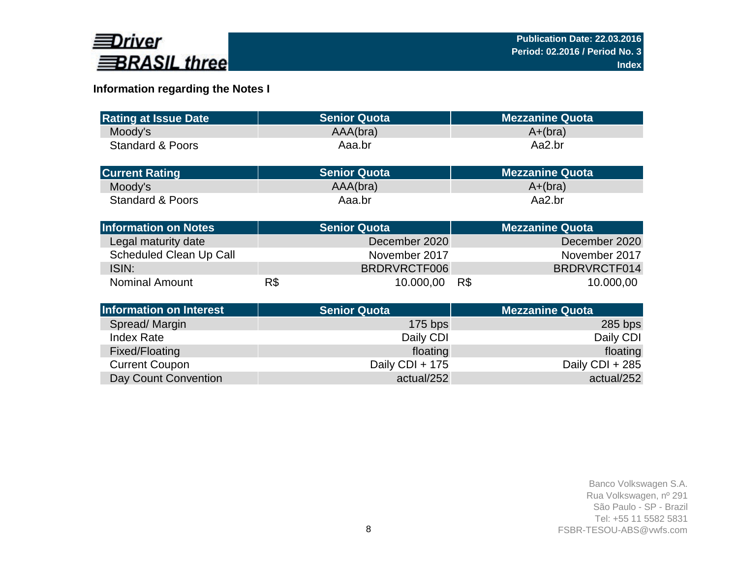## Information regarding the Notes I

| Rating at Issue Date | Senior Quota | Mezzanine Quota |
|---|---|---|
| Moody's | AAA(bra) | A+(bra) |
| Standard & Poors | Aaa.br | Aa2.br |

| Current Rating | Senior Quota | Mezzanine Quota |
|---|---|---|
| Moody's | AAA(bra) | A+(bra) |
| Standard & Poors | Aaa.br | Aa2.br |

| Information on Notes | Senior Quota | Mezzanine Quota |
|---|---|---|
| Legal maturity date | December 2020 | December 2020 |
| Scheduled Clean Up Call | November 2017 | November 2017 |
| ISIN: | BRDRVRCTF006 | BRDRVRCTF014 |
| Nominal Amount | R$ 10.000,00 | R$ 10.000,00 |

| Information on Interest | Senior Quota | Mezzanine Quota |
|---|---|---|
| Spread/ Margin | 175 bps | 285 bps |
| Index Rate | Daily CDI | Daily CDI |
| Fixed/Floating | floating | floating |
| Current Coupon | Daily CDI + 175 | Daily CDI + 285 |
| Day Count Convention | actual/252 | actual/252 |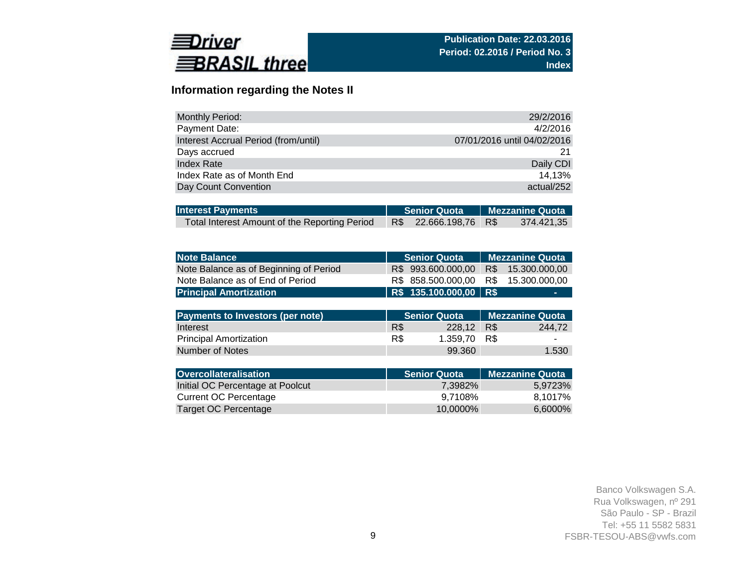Driver BRASIL three

Publication Date: 22.03.2016
Period: 02.2016 / Period No. 3
Index

## Information regarding the Notes II

| | |
|---|---|
| Monthly Period: | 29/2/2016 |
| Payment Date: | 4/2/2016 |
| Interest Accrual Period (from/until) | 07/01/2016 until 04/02/2016 |
| Days accrued | 21 |
| Index Rate | Daily CDI |
| Index Rate as of Month End | 14,13% |
| Day Count Convention | actual/252 |

| Interest Payments | Senior Quota | Mezzanine Quota |
|---|---|---|
| Total Interest Amount of the Reporting Period | R$ 22.666.198,76 | R$ 374.421,35 |

| Note Balance | Senior Quota | Mezzanine Quota |
|---|---|---|
| Note Balance as of Beginning of Period | R$ 993.600.000,00 | R$ 15.300.000,00 |
| Note Balance as of End of Period | R$ 858.500.000,00 | R$ 15.300.000,00 |
| **Principal Amortization** | **R$ 135.100.000,00** | **R$ -** |

| Payments to Investors (per note) | Senior Quota | Mezzanine Quota |
|---|---|---|
| Interest | R$ 228,12 | R$ 244,72 |
| Principal Amortization | R$ 1.359,70 | R$ - |
| Number of Notes | 99.360 | 1.530 |

| Overcollateralisation | Senior Quota | Mezzanine Quota |
|---|---|---|
| Initial OC Percentage at Poolcut | 7,3982% | 5,9723% |
| Current OC Percentage | 9,7108% | 8,1017% |
| Target OC Percentage | 10,0000% | 6,6000% |

Banco Volkswagen S.A.
Rua Volkswagen, nº 291
São Paulo - SP - Brazil
Tel: +55 11 5582 5831
FSBR-TESOU-ABS@vwfs.com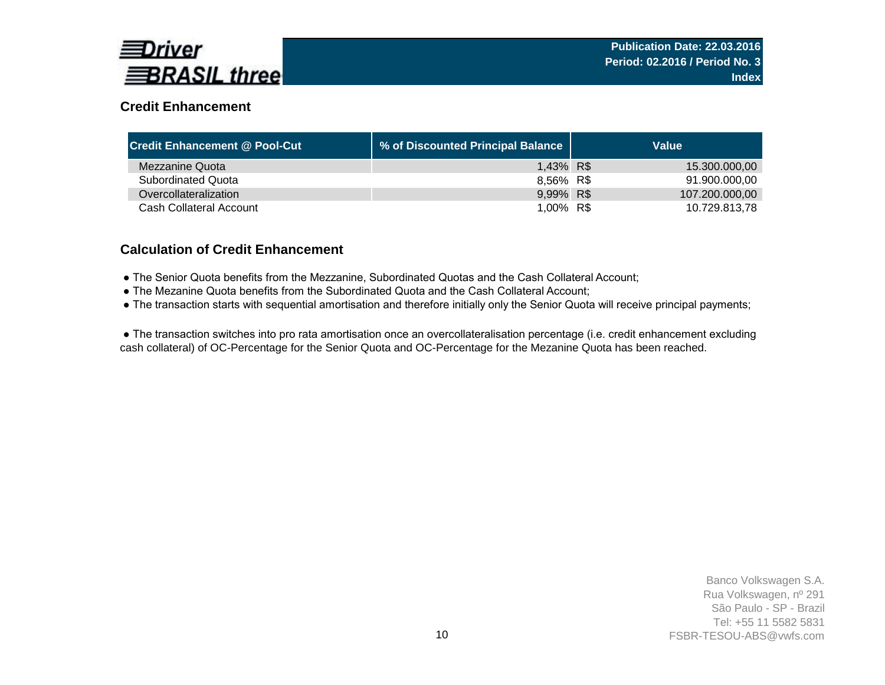## Credit Enhancement

| Credit Enhancement @ Pool-Cut | % of Discounted Principal Balance | Value |
|---|---|---|
| Mezzanine Quota | 1,43% | R$ 15.300.000,00 |
| Subordinated Quota | 8,56% | R$ 91.900.000,00 |
| Overcollateralization | 9,99% | R$ 107.200.000,00 |
| Cash Collateral Account | 1,00% | R$ 10.729.813,78 |

## Calculation of Credit Enhancement

- The Senior Quota benefits from the Mezzanine, Subordinated Quotas and the Cash Collateral Account;
- The Mezanine Quota benefits from the Subordinated Quota and the Cash Collateral Account;
- The transaction starts with sequential amortisation and therefore initially only the Senior Quota will receive principal payments;

- The transaction switches into pro rata amortisation once an overcollateralisation percentage (i.e. credit enhancement excluding cash collateral) of OC-Percentage for the Senior Quota and OC-Percentage for the Mezanine Quota has been reached.

Banco Volkswagen S.A.
Rua Volkswagen, nº 291
São Paulo - SP - Brazil
Tel: +55 11 5582 5831
FSBR-TESOU-ABS@vwfs.com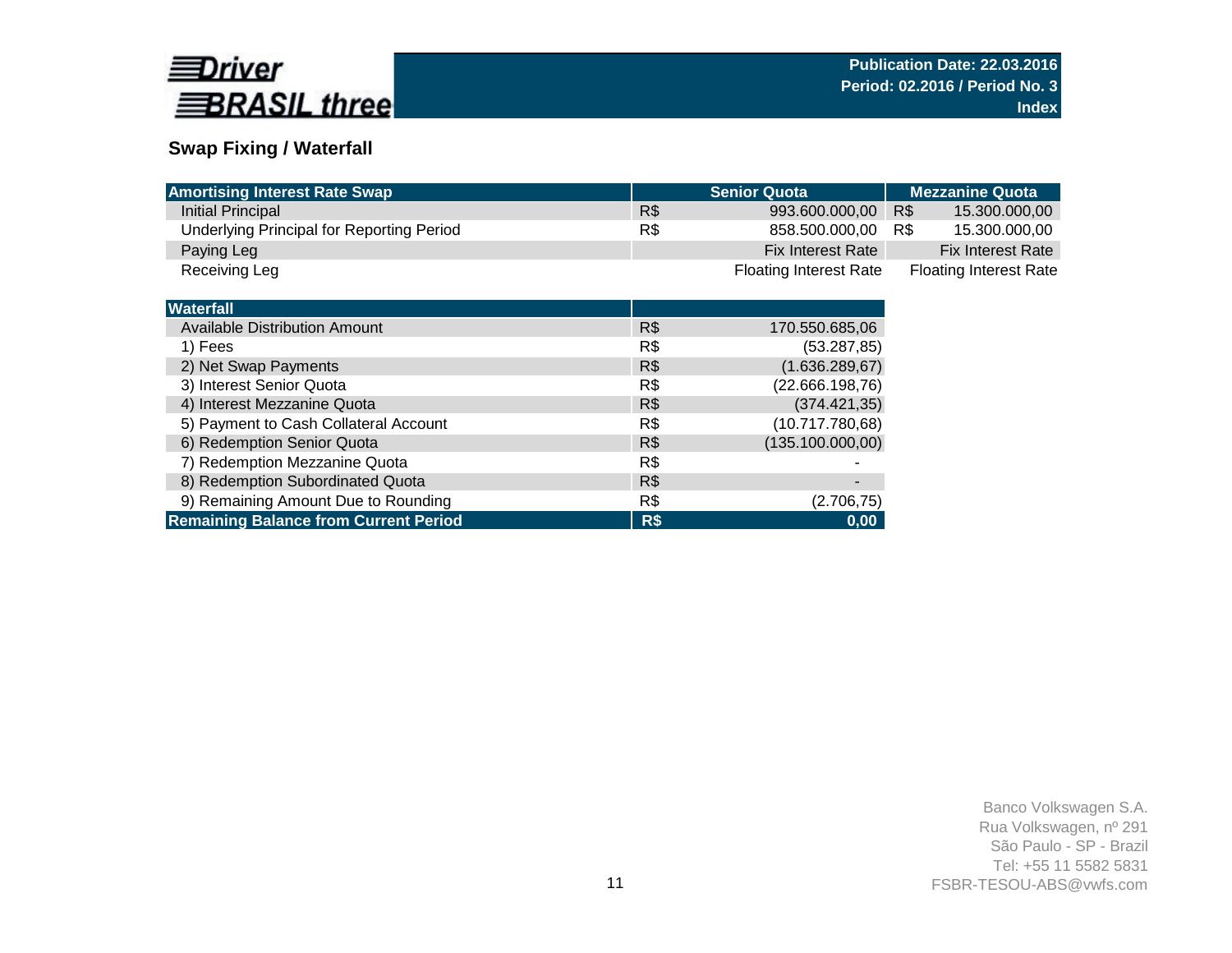Driver BRASIL three

**Publication Date: 22.03.2016**
**Period: 02.2016 / Period No. 3**
**Index**

## Swap Fixing / Waterfall

| Amortising Interest Rate Swap | | Senior Quota | | Mezzanine Quota |
|---|---|---|---|---|
| Initial Principal | R$ | 993.600.000,00 | R$ | 15.300.000,00 |
| Underlying Principal for Reporting Period | R$ | 858.500.000,00 | R$ | 15.300.000,00 |
| Paying Leg | | Fix Interest Rate | | Fix Interest Rate |
| Receiving Leg | | Floating Interest Rate | | Floating Interest Rate |

| Waterfall | | |
|---|---|---|
| Available Distribution Amount | R$ | 170.550.685,06 |
| 1) Fees | R$ | (53.287,85) |
| 2) Net Swap Payments | R$ | (1.636.289,67) |
| 3) Interest Senior Quota | R$ | (22.666.198,76) |
| 4) Interest Mezzanine Quota | R$ | (374.421,35) |
| 5) Payment to Cash Collateral Account | R$ | (10.717.780,68) |
| 6) Redemption Senior Quota | R$ | (135.100.000,00) |
| 7) Redemption Mezzanine Quota | R$ | - |
| 8) Redemption Subordinated Quota | R$ | - |
| 9) Remaining Amount Due to Rounding | R$ | (2.706,75) |
| **Remaining Balance from Current Period** | **R$** | **0,00** |

Banco Volkswagen S.A.
Rua Volkswagen, nº 291
São Paulo - SP - Brazil
Tel: +55 11 5582 5831
FSBR-TESOU-ABS@vwfs.com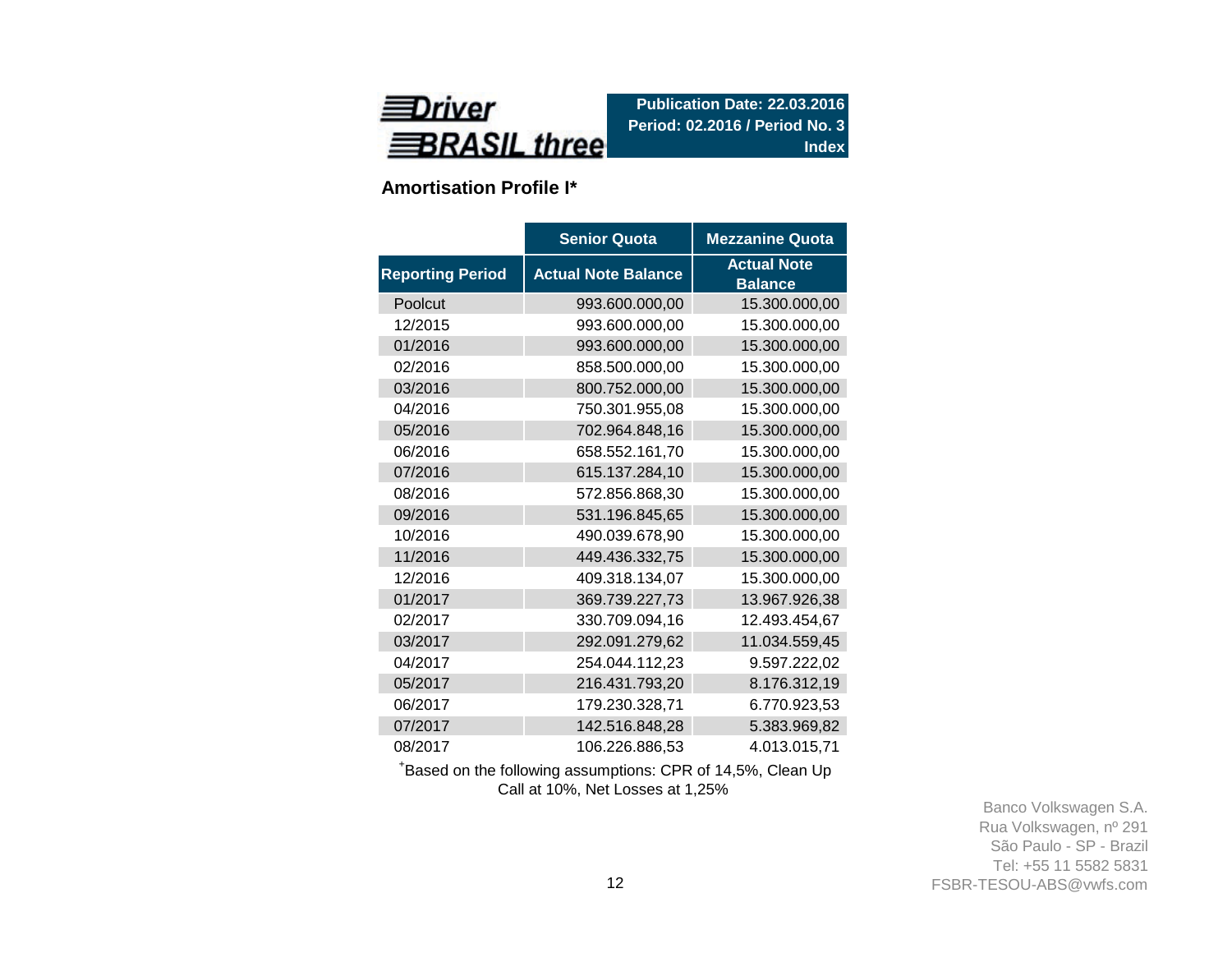**Driver BRASIL three**

**Publication Date: 22.03.2016**
**Period: 02.2016 / Period No. 3**
**Index**

## Amortisation Profile I*

| | Senior Quota | Mezzanine Quota |
|---|---|---|
| Reporting Period | Actual Note Balance | Actual Note Balance |
| Poolcut | 993.600.000,00 | 15.300.000,00 |
| 12/2015 | 993.600.000,00 | 15.300.000,00 |
| 01/2016 | 993.600.000,00 | 15.300.000,00 |
| 02/2016 | 858.500.000,00 | 15.300.000,00 |
| 03/2016 | 800.752.000,00 | 15.300.000,00 |
| 04/2016 | 750.301.955,08 | 15.300.000,00 |
| 05/2016 | 702.964.848,16 | 15.300.000,00 |
| 06/2016 | 658.552.161,70 | 15.300.000,00 |
| 07/2016 | 615.137.284,10 | 15.300.000,00 |
| 08/2016 | 572.856.868,30 | 15.300.000,00 |
| 09/2016 | 531.196.845,65 | 15.300.000,00 |
| 10/2016 | 490.039.678,90 | 15.300.000,00 |
| 11/2016 | 449.436.332,75 | 15.300.000,00 |
| 12/2016 | 409.318.134,07 | 15.300.000,00 |
| 01/2017 | 369.739.227,73 | 13.967.926,38 |
| 02/2017 | 330.709.094,16 | 12.493.454,67 |
| 03/2017 | 292.091.279,62 | 11.034.559,45 |
| 04/2017 | 254.044.112,23 | 9.597.222,02 |
| 05/2017 | 216.431.793,20 | 8.176.312,19 |
| 06/2017 | 179.230.328,71 | 6.770.923,53 |
| 07/2017 | 142.516.848,28 | 5.383.969,82 |
| 08/2017 | 106.226.886,53 | 4.013.015,71 |

*Based on the following assumptions: CPR of 14,5%, Clean Up Call at 10%, Net Losses at 1,25%

Banco Volkswagen S.A.
Rua Volkswagen, nº 291
São Paulo - SP - Brazil
Tel: +55 11 5582 5831
FSBR-TESOU-ABS@vwfs.com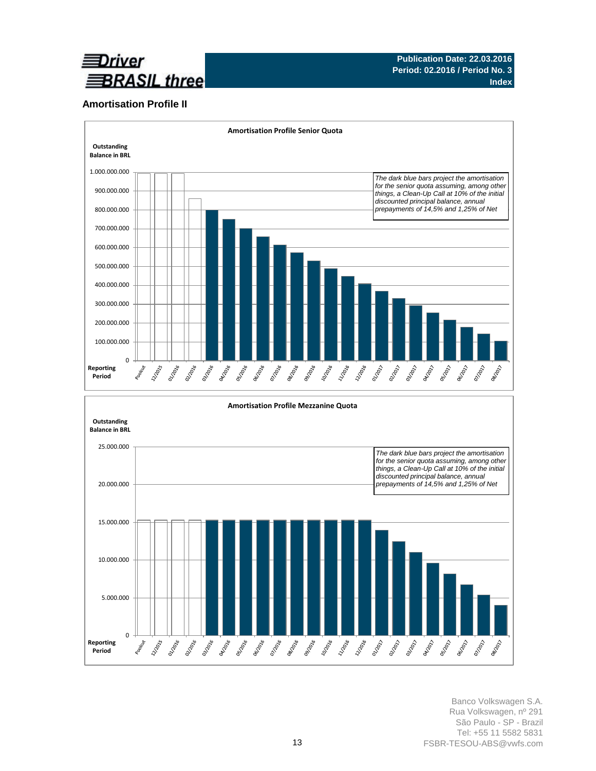# Amortisation Profile II

**Amortisation Profile Senior Quota**

Outstanding Balance in BRL

1.000.000.000
900.000.000
800.000.000
700.000.000
600.000.000
500.000.000
400.000.000
300.000.000
200.000.000
100.000.000
0

*The dark blue bars project the amortisation for the senior quota assuming, among other things, a Clean-Up Call at 10% of the initial discounted principal balance, annual prepayments of 14,5% and 1,25% of Net*

Reporting Period: Poolcut, 12/2015, 01/2016, 02/2016, 03/2016, 04/2016, 05/2016, 06/2016, 07/2016, 08/2016, 09/2016, 10/2016, 11/2016, 12/2016, 01/2017, 02/2017, 03/2017, 04/2017, 05/2017, 06/2017, 07/2017, 08/2017

**Amortisation Profile Mezzanine Quota**

Outstanding Balance in BRL

25.000.000
20.000.000
15.000.000
10.000.000
5.000.000
0

*The dark blue bars project the amortisation for the senior quota assuming, among other things, a Clean-Up Call at 10% of the initial discounted principal balance, annual prepayments of 14,5% and 1,25% of Net*

Reporting Period: Poolcut, 12/2015, 01/2016, 02/2016, 03/2016, 04/2016, 05/2016, 06/2016, 07/2016, 08/2016, 09/2016, 10/2016, 11/2016, 12/2016, 01/2017, 02/2017, 03/2017, 04/2017, 05/2017, 06/2017, 07/2017, 08/2017

Banco Volkswagen S.A.
Rua Volkswagen, nº 291
São Paulo - SP - Brazil
Tel: +55 11 5582 5831
FSBR-TESOU-ABS@vwfs.com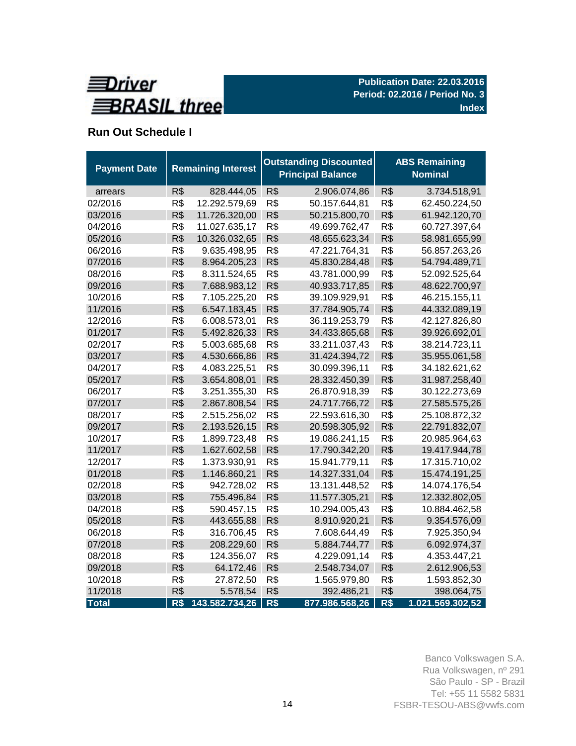**Driver BRASIL three**

**Publication Date: 22.03.2016**
**Period: 02.2016 / Period No. 3**
**Index**

## Run Out Schedule I

| Payment Date | Remaining Interest | | Outstanding Discounted Principal Balance | | ABS Remaining Nominal | |
|---|---|---|---|---|---|---|
| arrears | R$ | 828.444,05 | R$ | 2.906.074,86 | R$ | 3.734.518,91 |
| 02/2016 | R$ | 12.292.579,69 | R$ | 50.157.644,81 | R$ | 62.450.224,50 |
| 03/2016 | R$ | 11.726.320,00 | R$ | 50.215.800,70 | R$ | 61.942.120,70 |
| 04/2016 | R$ | 11.027.635,17 | R$ | 49.699.762,47 | R$ | 60.727.397,64 |
| 05/2016 | R$ | 10.326.032,65 | R$ | 48.655.623,34 | R$ | 58.981.655,99 |
| 06/2016 | R$ | 9.635.498,95 | R$ | 47.221.764,31 | R$ | 56.857.263,26 |
| 07/2016 | R$ | 8.964.205,23 | R$ | 45.830.284,48 | R$ | 54.794.489,71 |
| 08/2016 | R$ | 8.311.524,65 | R$ | 43.781.000,99 | R$ | 52.092.525,64 |
| 09/2016 | R$ | 7.688.983,12 | R$ | 40.933.717,85 | R$ | 48.622.700,97 |
| 10/2016 | R$ | 7.105.225,20 | R$ | 39.109.929,91 | R$ | 46.215.155,11 |
| 11/2016 | R$ | 6.547.183,45 | R$ | 37.784.905,74 | R$ | 44.332.089,19 |
| 12/2016 | R$ | 6.008.573,01 | R$ | 36.119.253,79 | R$ | 42.127.826,80 |
| 01/2017 | R$ | 5.492.826,33 | R$ | 34.433.865,68 | R$ | 39.926.692,01 |
| 02/2017 | R$ | 5.003.685,68 | R$ | 33.211.037,43 | R$ | 38.214.723,11 |
| 03/2017 | R$ | 4.530.666,86 | R$ | 31.424.394,72 | R$ | 35.955.061,58 |
| 04/2017 | R$ | 4.083.225,51 | R$ | 30.099.396,11 | R$ | 34.182.621,62 |
| 05/2017 | R$ | 3.654.808,01 | R$ | 28.332.450,39 | R$ | 31.987.258,40 |
| 06/2017 | R$ | 3.251.355,30 | R$ | 26.870.918,39 | R$ | 30.122.273,69 |
| 07/2017 | R$ | 2.867.808,54 | R$ | 24.717.766,72 | R$ | 27.585.575,26 |
| 08/2017 | R$ | 2.515.256,02 | R$ | 22.593.616,30 | R$ | 25.108.872,32 |
| 09/2017 | R$ | 2.193.526,15 | R$ | 20.598.305,92 | R$ | 22.791.832,07 |
| 10/2017 | R$ | 1.899.723,48 | R$ | 19.086.241,15 | R$ | 20.985.964,63 |
| 11/2017 | R$ | 1.627.602,58 | R$ | 17.790.342,20 | R$ | 19.417.944,78 |
| 12/2017 | R$ | 1.373.930,91 | R$ | 15.941.779,11 | R$ | 17.315.710,02 |
| 01/2018 | R$ | 1.146.860,21 | R$ | 14.327.331,04 | R$ | 15.474.191,25 |
| 02/2018 | R$ | 942.728,02 | R$ | 13.131.448,52 | R$ | 14.074.176,54 |
| 03/2018 | R$ | 755.496,84 | R$ | 11.577.305,21 | R$ | 12.332.802,05 |
| 04/2018 | R$ | 590.457,15 | R$ | 10.294.005,43 | R$ | 10.884.462,58 |
| 05/2018 | R$ | 443.655,88 | R$ | 8.910.920,21 | R$ | 9.354.576,09 |
| 06/2018 | R$ | 316.706,45 | R$ | 7.608.644,49 | R$ | 7.925.350,94 |
| 07/2018 | R$ | 208.229,60 | R$ | 5.884.744,77 | R$ | 6.092.974,37 |
| 08/2018 | R$ | 124.356,07 | R$ | 4.229.091,14 | R$ | 4.353.447,21 |
| 09/2018 | R$ | 64.172,46 | R$ | 2.548.734,07 | R$ | 2.612.906,53 |
| 10/2018 | R$ | 27.872,50 | R$ | 1.565.979,80 | R$ | 1.593.852,30 |
| 11/2018 | R$ | 5.578,54 | R$ | 392.486,21 | R$ | 398.064,75 |
| **Total** | **R$** | **143.582.734,26** | **R$** | **877.986.568,26** | **R$** | **1.021.569.302,52** |

Banco Volkswagen S.A.
Rua Volkswagen, nº 291
São Paulo - SP - Brazil
Tel: +55 11 5582 5831
FSBR-TESOU-ABS@vwfs.com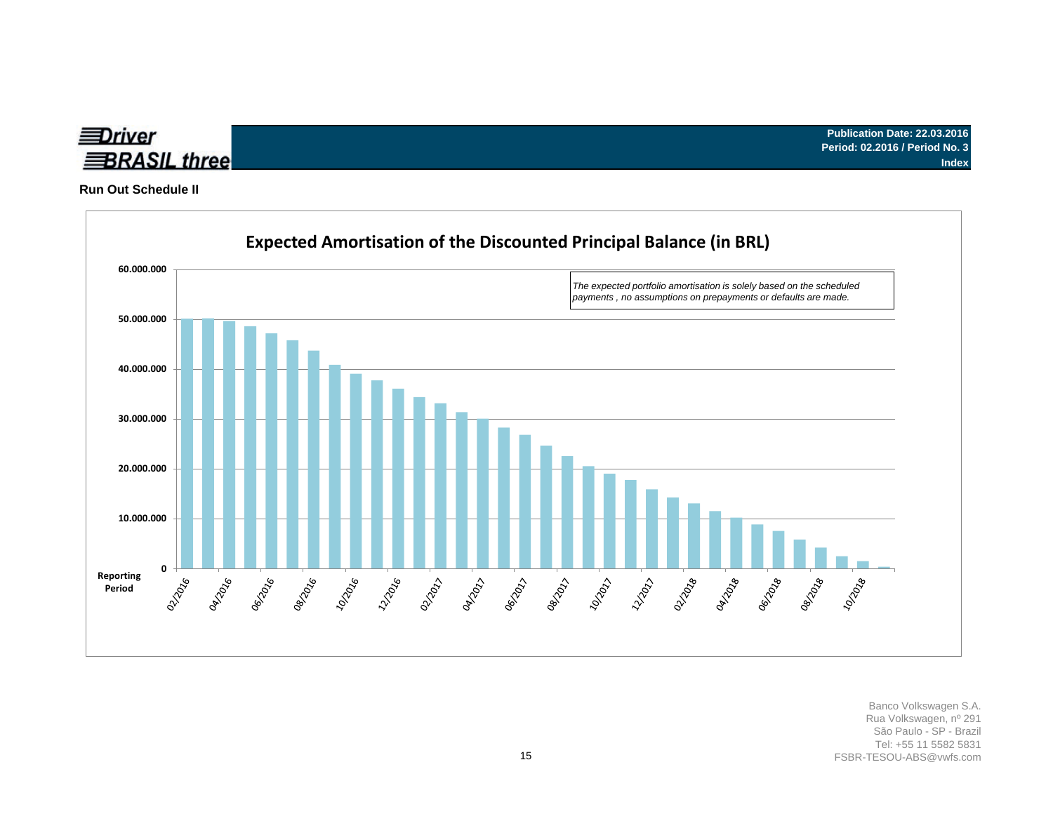**Publication Date: 22.03.2016**
**Period: 02.2016 / Period No. 3**
**Index**

## Run Out Schedule II

### Expected Amortisation of the Discounted Principal Balance (in BRL)

*The expected portfolio amortisation is solely based on the scheduled payments , no assumptions on prepayments or defaults are made.*

60.000.000
50.000.000
40.000.000
30.000.000
20.000.000
10.000.000
0

Reporting Period

02/2016, 04/2016, 06/2016, 08/2016, 10/2016, 12/2016, 02/2017, 04/2017, 06/2017, 08/2017, 10/2017, 12/2017, 02/2018, 04/2018, 06/2018, 08/2018, 10/2018

Banco Volkswagen S.A.
Rua Volkswagen, nº 291
São Paulo - SP - Brazil
Tel: +55 11 5582 5831
FSBR-TESOU-ABS@vwfs.com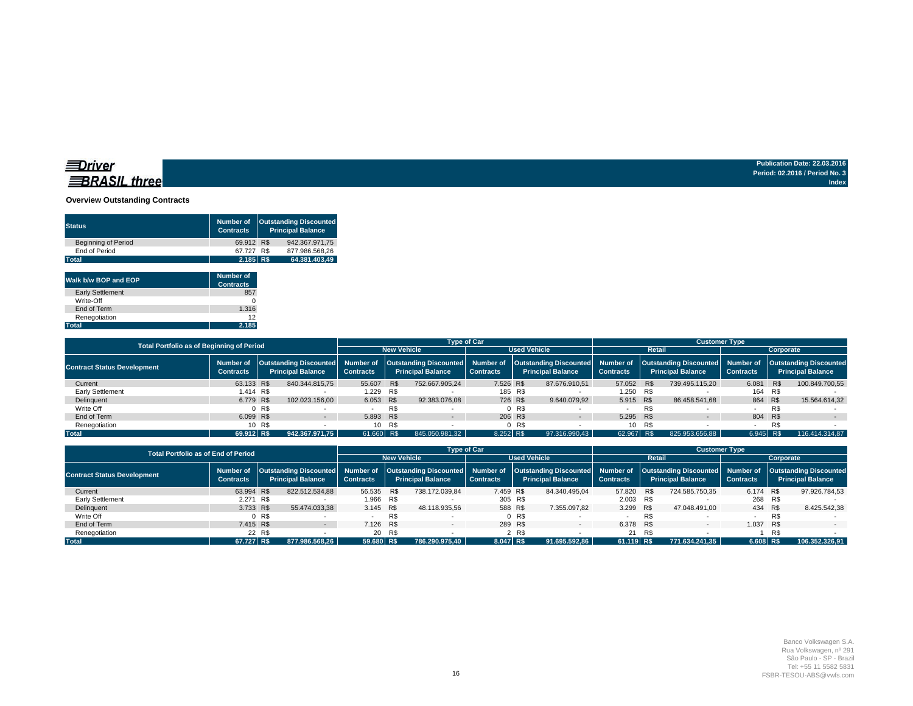**Driver BRASIL three**

Publication Date: 22.03.2016
Period: 02.2016 / Period No. 3
Index

## Overview Outstanding Contracts

| Status | Number of Contracts | Outstanding Discounted Principal Balance |
|---|---|---|
| Beginning of Period | 69.912 | R$ 942.367.971,75 |
| End of Period | 67.727 | R$ 877.986.568,26 |
| **Total** | **2.185** | **R$ 64.381.403,49** |

| Walk b/w BOP and EOP | Number of Contracts |
|---|---|
| Early Settlement | 857 |
| Write-Off | 0 |
| End of Term | 1.316 |
| Renegotiation | 12 |
| **Total** | **2.185** |

| Total Portfolio as of Beginning of Period | | | Type of Car | | | | Customer Type | | | |
|---|---|---|---|---|---|---|---|---|---|---|
| | | | New Vehicle | | Used Vehicle | | Retail | | Corporate | |
| Contract Status Development | Number of Contracts | Outstanding Discounted Principal Balance | Number of Contracts | Outstanding Discounted Principal Balance | Number of Contracts | Outstanding Discounted Principal Balance | Number of Contracts | Outstanding Discounted Principal Balance | Number of Contracts | Outstanding Discounted Principal Balance |
| Current | 63.133 | R$ 840.344.815,75 | 55.607 | R$ 752.667.905,24 | 7.526 | R$ 87.676.910,51 | 57.052 | R$ 739.495.115,20 | 6.081 | R$ 100.849.700,55 |
| Early Settlement | 1.414 | R$ - | 1.229 | R$ - | 185 | R$ - | 1.250 | R$ - | 164 | R$ - |
| Delinquent | 6.779 | R$ 102.023.156,00 | 6.053 | R$ 92.383.076,08 | 726 | R$ 9.640.079,92 | 5.915 | R$ 86.458.541,68 | 864 | R$ 15.564.614,32 |
| Write Off | 0 | R$ - | - | R$ - | 0 | R$ - | - | R$ - | - | R$ - |
| End of Term | 6.099 | R$ - | 5.893 | R$ - | 206 | R$ - | 5.295 | R$ - | 804 | R$ - |
| Renegotiation | 10 | R$ - | 10 | R$ - | 0 | R$ - | 10 | R$ - | - | R$ - |
| **Total** | **69.912** | **R$ 942.367.971,75** | **61.660** | **R$ 845.050.981,32** | **8.252** | **R$ 97.316.990,43** | **62.967** | **R$ 825.953.656,88** | **6.945** | **R$ 116.414.314,87** |

| Total Portfolio as of End of Period | | | Type of Car | | | | Customer Type | | | |
|---|---|---|---|---|---|---|---|---|---|---|
| | | | New Vehicle | | Used Vehicle | | Retail | | Corporate | |
| Contract Status Development | Number of Contracts | Outstanding Discounted Principal Balance | Number of Contracts | Outstanding Discounted Principal Balance | Number of Contracts | Outstanding Discounted Principal Balance | Number of Contracts | Outstanding Discounted Principal Balance | Number of Contracts | Outstanding Discounted Principal Balance |
| Current | 63.994 | R$ 822.512.534,88 | 56.535 | R$ 738.172.039,84 | 7.459 | R$ 84.340.495,04 | 57.820 | R$ 724.585.750,35 | 6.174 | R$ 97.926.784,53 |
| Early Settlement | 2.271 | R$ - | 1.966 | R$ - | 305 | R$ - | 2.003 | R$ - | 268 | R$ - |
| Delinquent | 3.733 | R$ 55.474.033,38 | 3.145 | R$ 48.118.935,56 | 588 | R$ 7.355.097,82 | 3.299 | R$ 47.048.491,00 | 434 | R$ 8.425.542,38 |
| Write Off | 0 | R$ - | - | R$ - | 0 | R$ - | - | R$ - | - | R$ - |
| End of Term | 7.415 | R$ - | 7.126 | R$ - | 289 | R$ - | 6.378 | R$ - | 1.037 | R$ - |
| Renegotiation | 22 | R$ - | 20 | R$ - | 2 | R$ - | 21 | R$ - | 1 | R$ - |
| **Total** | **67.727** | **R$ 877.986.568,26** | **59.680** | **R$ 786.290.975,40** | **8.047** | **R$ 91.695.592,86** | **61.119** | **R$ 771.634.241,35** | **6.608** | **R$ 106.352.326,91** |

Banco Volkswagen S.A.
Rua Volkswagen, nº 291
São Paulo - SP - Brazil
Tel: +55 11 5582 5831
FSBR-TESOU-ABS@vwfs.com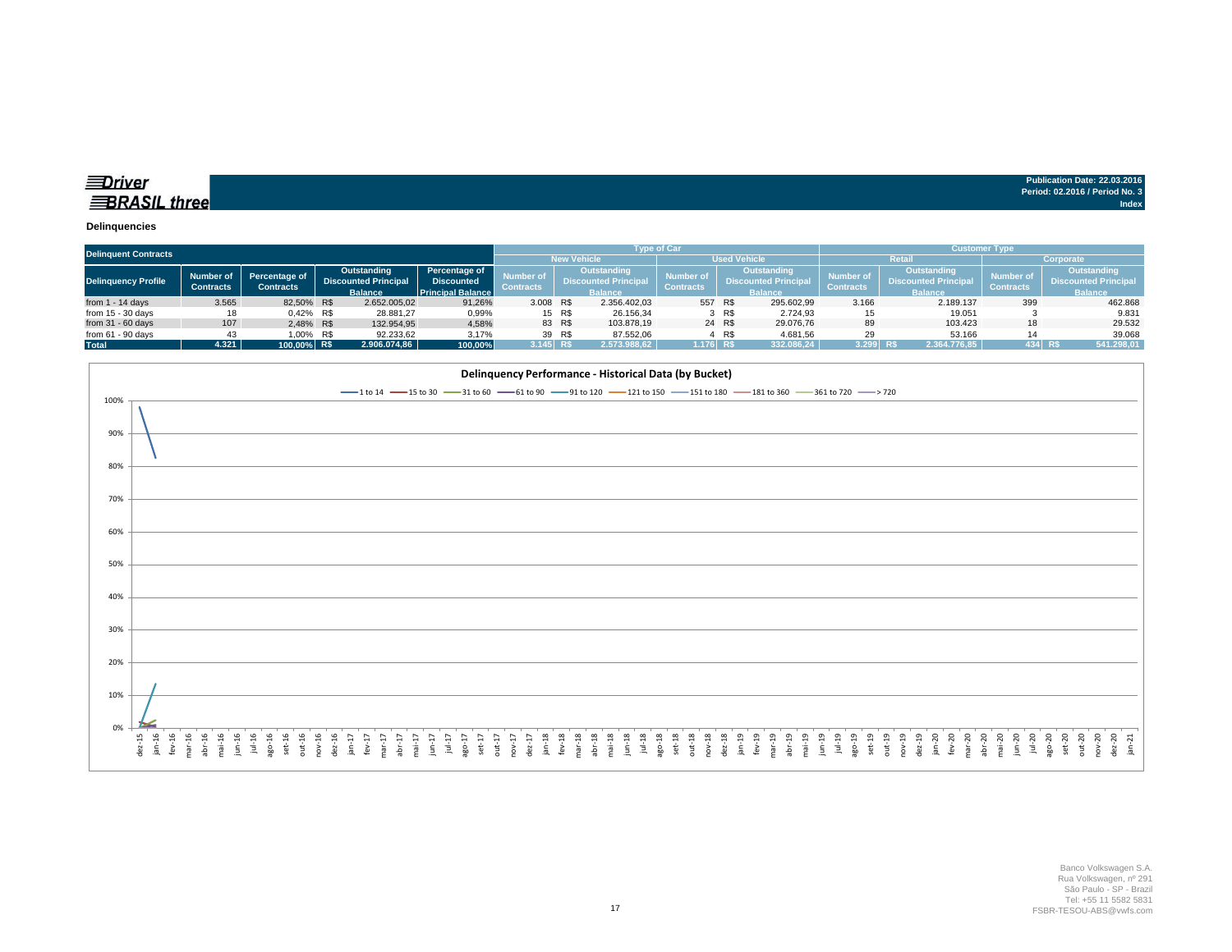**Driver BRASIL three**

Publication Date: 22.03.2016
Period: 02.2016 / Period No. 3
Index

## Delinquencies

| Delinquent Contracts | | | | | Type of Car | | | | Customer Type | | | |
|---|---|---|---|---|---|---|---|---|---|---|---|---|
| | | | | | New Vehicle | | Used Vehicle | | Retail | | Corporate | |
| Delinquency Profile | Number of Contracts | Percentage of Contracts | Outstanding Discounted Principal Balance | Percentage of Discounted Principal Balance | Number of Contracts | Outstanding Discounted Principal Balance | Number of Contracts | Outstanding Discounted Principal Balance | Number of Contracts | Outstanding Discounted Principal Balance | Number of Contracts | Outstanding Discounted Principal Balance |
| from 1 - 14 days | 3.565 | 82,50% | R$ 2.652.005,02 | 91,26% | 3.008 | R$ 2.356.402,03 | 557 | R$ 295.602,99 | 3.166 | 2.189.137 | 399 | 462.868 |
| from 15 - 30 days | 18 | 0,42% | R$ 28.881,27 | 0,99% | 15 | R$ 26.156,34 | 3 | R$ 2.724,93 | 15 | 19.051 | 3 | 9.831 |
| from 31 - 60 days | 107 | 2,48% | R$ 132.954,95 | 4,58% | 83 | R$ 103.878,19 | 24 | R$ 29.076,76 | 89 | 103.423 | 18 | 29.532 |
| from 61 - 90 days | 43 | 1,00% | R$ 92.233,62 | 3,17% | 39 | R$ 87.552,06 | 4 | R$ 4.681,56 | 29 | 53.166 | 14 | 39.068 |
| Total | 4.321 | 100,00% | R$ 2.906.074,86 | 100,00% | 3.145 | R$ 2.573.988,62 | 1.176 | R$ 332.086,24 | 3.299 | R$ 2.364.776,85 | 434 | R$ 541.298,01 |

### Delinquency Performance - Historical Data (by Bucket)

Banco Volkswagen S.A.
Rua Volkswagen, nº 291
São Paulo - SP - Brazil
Tel: +55 11 5582 5831
FSBR-TESOU-ABS@vwfs.com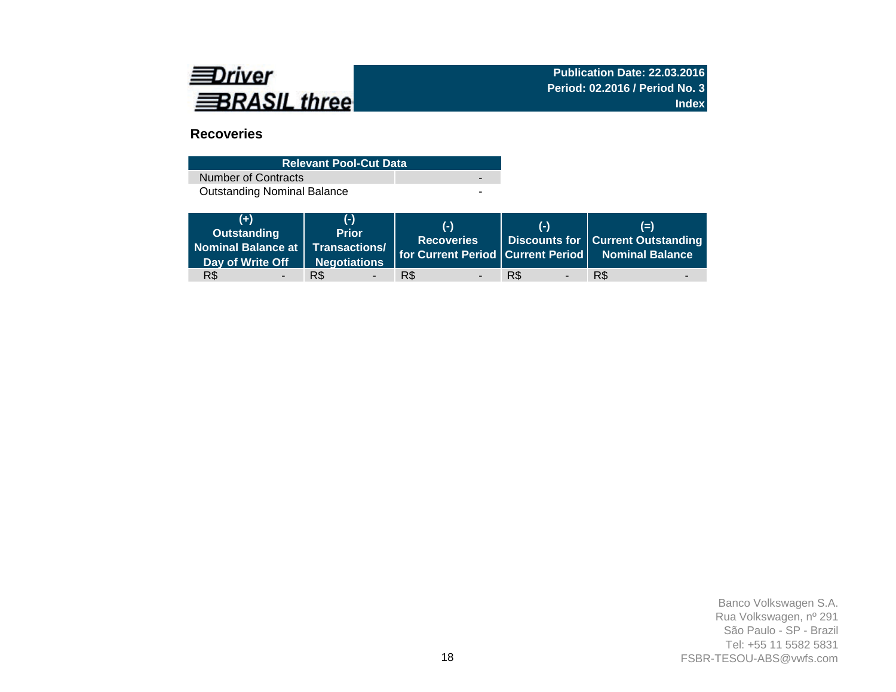Driver BRASIL three

**Publication Date: 22.03.2016**
**Period: 02.2016 / Period No. 3**
**Index**

## Recoveries

| Relevant Pool-Cut Data | |
|---|---|
| Number of Contracts | - |
| Outstanding Nominal Balance | - |

| (+) Outstanding Nominal Balance at Day of Write Off | (-) Prior Transactions/ Negotiations | (-) Recoveries for Current Period | (-) Discounts for Current Period | (=) Current Outstanding Nominal Balance |
|---|---|---|---|---|
| R$ - | R$ - | R$ - | R$ - | R$ - |

Banco Volkswagen S.A.
Rua Volkswagen, nº 291
São Paulo - SP - Brazil
Tel: +55 11 5582 5831
FSBR-TESOU-ABS@vwfs.com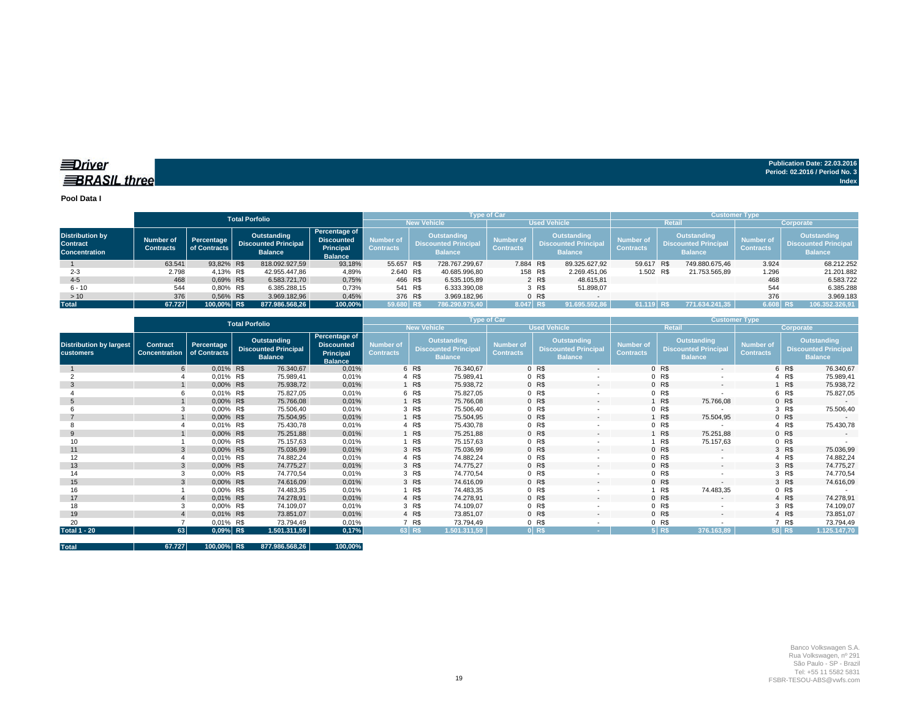Driver BRASIL three

Publication Date: 22.03.2016
Period: 02.2016 / Period No. 3
Index

**Pool Data I**

| Distribution by Contract Concentration | Total Porfolio | | | | Type of Car | | | | Customer Type | | | |
|---|---|---|---|---|---|---|---|---|---|---|---|---|
| | | | | | New Vehicle | | Used Vehicle | | Retail | | Corporate | |
| | Number of Contracts | Percentage of Contracts | Outstanding Discounted Principal Balance | Percentage of Discounted Principal Balance | Number of Contracts | Outstanding Discounted Principal Balance | Number of Contracts | Outstanding Discounted Principal Balance | Number of Contracts | Outstanding Discounted Principal Balance | Number of Contracts | Outstanding Discounted Principal Balance |
| 1 | 63.541 | 93,82% | R$ 818.092.927,59 | 93,18% | 55.657 | R$ 728.767.299,67 | 7.884 | R$ 89.325.627,92 | 59.617 | R$ 749.880.675,46 | 3.924 | 68.212.252 |
| 2-3 | 2.798 | 4,13% | R$ 42.955.447,86 | 4,89% | 2.640 | R$ 40.685.996,80 | 158 | R$ 2.269.451,06 | 1.502 | R$ 21.753.565,89 | 1.296 | 21.201.882 |
| 4-5 | 468 | 0,69% | R$ 6.583.721,70 | 0,75% | 466 | R$ 6.535.105,89 | 2 | R$ 48.615,81 | | | 468 | 6.583.722 |
| 6 - 10 | 544 | 0,80% | R$ 6.385.288,15 | 0,73% | 541 | R$ 6.333.390,08 | 3 | R$ 51.898,07 | | | 544 | 6.385.288 |
| > 10 | 376 | 0,56% | R$ 3.969.182,96 | 0,45% | 376 | R$ 3.969.182,96 | 0 | R$ - | | | 376 | 3.969.183 |
| **Total** | **67.727** | **100,00%** | **R$ 877.986.568,26** | **100,00%** | **59.680** | **R$ 786.290.975,40** | **8.047** | **R$ 91.695.592,86** | **61.119** | **R$ 771.634.241,35** | **6.608** | **R$ 106.352.326,91** |

| Distribution by largest customers | Total Porfolio | | | | Type of Car | | | | Customer Type | | | |
|---|---|---|---|---|---|---|---|---|---|---|---|---|
| | | | | | New Vehicle | | Used Vehicle | | Retail | | Corporate | |
| | Contract Concentration | Percentage of Contracts | Outstanding Discounted Principal Balance | Percentage of Discounted Principal Balance | Number of Contracts | Outstanding Discounted Principal Balance | Number of Contracts | Outstanding Discounted Principal Balance | Number of Contracts | Outstanding Discounted Principal Balance | Number of Contracts | Outstanding Discounted Principal Balance |
| 1 | 6 | 0,01% | R$ 76.340,67 | 0,01% | 6 | R$ 76.340,67 | 0 | R$ - | 0 | R$ - | 6 | R$ 76.340,67 |
| 2 | 4 | 0,01% | R$ 75.989,41 | 0,01% | 4 | R$ 75.989,41 | 0 | R$ - | 0 | R$ - | 4 | R$ 75.989,41 |
| 3 | 1 | 0,00% | R$ 75.938,72 | 0,01% | 1 | R$ 75.938,72 | 0 | R$ - | 0 | R$ - | 1 | R$ 75.938,72 |
| 4 | 6 | 0,01% | R$ 75.827,05 | 0,01% | 6 | R$ 75.827,05 | 0 | R$ - | 0 | R$ - | 6 | R$ 75.827,05 |
| 5 | 1 | 0,00% | R$ 75.766,08 | 0,01% | 1 | R$ 75.766,08 | 0 | R$ - | 1 | R$ 75.766,08 | 0 | R$ - |
| 6 | 3 | 0,00% | R$ 75.506,40 | 0,01% | 3 | R$ 75.506,40 | 0 | R$ - | 0 | R$ - | 3 | R$ 75.506,40 |
| 7 | 1 | 0,00% | R$ 75.504,95 | 0,01% | 1 | R$ 75.504,95 | 0 | R$ - | 1 | R$ 75.504,95 | 0 | R$ - |
| 8 | 4 | 0,01% | R$ 75.430,78 | 0,01% | 4 | R$ 75.430,78 | 0 | R$ - | 0 | R$ - | 4 | R$ 75.430,78 |
| 9 | 1 | 0,00% | R$ 75.251,88 | 0,01% | 1 | R$ 75.251,88 | 0 | R$ - | 1 | R$ 75.251,88 | 0 | R$ - |
| 10 | 1 | 0,00% | R$ 75.157,63 | 0,01% | 1 | R$ 75.157,63 | 0 | R$ - | 1 | R$ 75.157,63 | 0 | R$ - |
| 11 | 3 | 0,00% | R$ 75.036,99 | 0,01% | 3 | R$ 75.036,99 | 0 | R$ - | 0 | R$ - | 3 | R$ 75.036,99 |
| 12 | 4 | 0,01% | R$ 74.882,24 | 0,01% | 4 | R$ 74.882,24 | 0 | R$ - | 0 | R$ - | 4 | R$ 74.882,24 |
| 13 | 3 | 0,00% | R$ 74.775,27 | 0,01% | 3 | R$ 74.775,27 | 0 | R$ - | 0 | R$ - | 3 | R$ 74.775,27 |
| 14 | 3 | 0,00% | R$ 74.770,54 | 0,01% | 3 | R$ 74.770,54 | 0 | R$ - | 0 | R$ - | 3 | R$ 74.770,54 |
| 15 | 3 | 0,00% | R$ 74.616,09 | 0,01% | 3 | R$ 74.616,09 | 0 | R$ - | 0 | R$ - | 3 | R$ 74.616,09 |
| 16 | 1 | 0,00% | R$ 74.483,35 | 0,01% | 1 | R$ 74.483,35 | 0 | R$ - | 1 | R$ 74.483,35 | 0 | R$ - |
| 17 | 4 | 0,01% | R$ 74.278,91 | 0,01% | 4 | R$ 74.278,91 | 0 | R$ - | 0 | R$ - | 4 | R$ 74.278,91 |
| 18 | 3 | 0,00% | R$ 74.109,07 | 0,01% | 3 | R$ 74.109,07 | 0 | R$ - | 0 | R$ - | 3 | R$ 74.109,07 |
| 19 | 4 | 0,01% | R$ 73.851,07 | 0,01% | 4 | R$ 73.851,07 | 0 | R$ - | 0 | R$ - | 4 | R$ 73.851,07 |
| 20 | 7 | 0,01% | R$ 73.794,49 | 0,01% | 7 | R$ 73.794,49 | 0 | R$ - | 0 | R$ - | 7 | R$ 73.794,49 |
| **Total 1 - 20** | **63** | **0,09%** | **R$ 1.501.311,59** | **0,17%** | **63** | **R$ 1.501.311,59** | **0** | **R$ -** | **5** | **R$ 376.163,89** | **58** | **R$ 1.125.147,70** |
| **Total** | **67.727** | **100,00%** | **R$ 877.986.568,26** | **100,00%** | | | | | | | | |

Banco Volkswagen S.A.
Rua Volkswagen, nº 291
São Paulo - SP - Brazil
Tel: +55 11 5582 5831
FSBR-TESOU-ABS@vwfs.com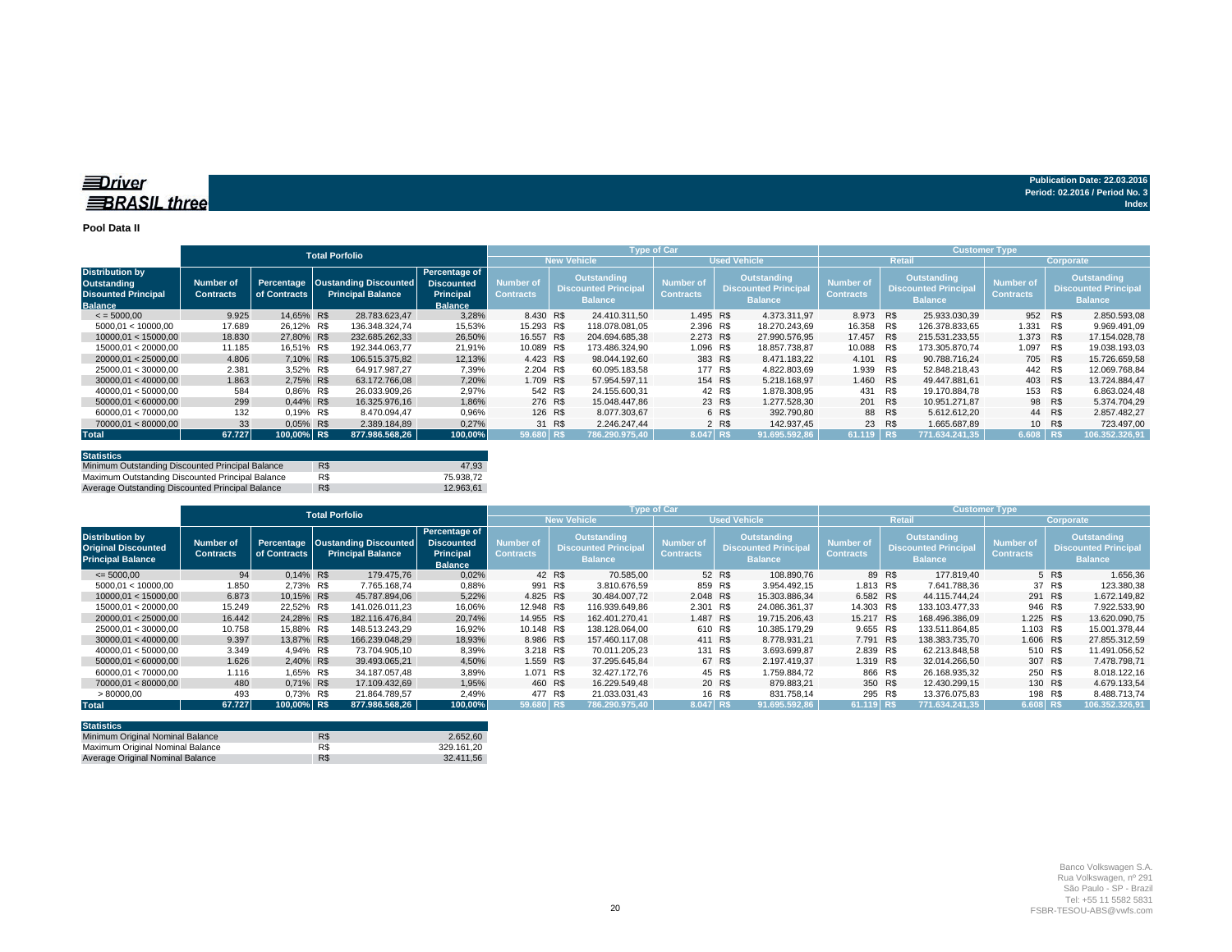**Driver BRASIL three**

Publication Date: 22.03.2016
Period: 02.2016 / Period No. 3
Index

**Pool Data II**

| Distribution by Outstanding Disounted Principal Balance | Total Porfolio | | | | Type of Car | | | | Customer Type | | | |
|---|---|---|---|---|---|---|---|---|---|---|---|---|
| | | | | | New Vehicle | | Used Vehicle | | Retail | | Corporate | |
| | Number of Contracts | Percentage of Contracts | Oustanding Discounted Principal Balance | Percentage of Discounted Principal Balance | Number of Contracts | Outstanding Discounted Principal Balance | Number of Contracts | Outstanding Discounted Principal Balance | Number of Contracts | Outstanding Discounted Principal Balance | Number of Contracts | Outstanding Discounted Principal Balance |
| < = 5000,00 | 9.925 | 14,65% | R$ 28.783.623,47 | 3,28% | 8.430 | R$ 24.410.311,50 | 1.495 | R$ 4.373.311,97 | 8.973 | R$ 25.933.030,39 | 952 | R$ 2.850.593,08 |
| 5000,01 < 10000,00 | 17.689 | 26,12% | R$ 136.348.324,74 | 15,53% | 15.293 | R$ 118.078.081,05 | 2.396 | R$ 18.270.243,69 | 16.358 | R$ 126.378.833,65 | 1.331 | R$ 9.969.491,09 |
| 10000,01 < 15000,00 | 18.830 | 27,80% | R$ 232.685.262,33 | 26,50% | 16.557 | R$ 204.694.685,38 | 2.273 | R$ 27.990.576,95 | 17.457 | R$ 215.531.233,55 | 1.373 | R$ 17.154.028,78 |
| 15000,01 < 20000,00 | 11.185 | 16,51% | R$ 192.344.063,77 | 21,91% | 10.089 | R$ 173.486.324,90 | 1.096 | R$ 18.857.738,87 | 10.088 | R$ 173.305.870,74 | 1.097 | R$ 19.038.193,03 |
| 20000,01 < 25000,00 | 4.806 | 7,10% | R$ 106.515.375,82 | 12,13% | 4.423 | R$ 98.044.192,60 | 383 | R$ 8.471.183,22 | 4.101 | R$ 90.788.716,24 | 705 | R$ 15.726.659,58 |
| 25000,01 < 30000,00 | 2.381 | 3,52% | R$ 64.917.987,27 | 7,39% | 2.204 | R$ 60.095.183,58 | 177 | R$ 4.822.803,69 | 1.939 | R$ 52.848.218,43 | 442 | R$ 12.069.768,84 |
| 30000,01 < 40000,00 | 1.863 | 2,75% | R$ 63.172.766,08 | 7,20% | 1.709 | R$ 57.954.597,11 | 154 | R$ 5.218.168,97 | 1.460 | R$ 49.447.881,61 | 403 | R$ 13.724.884,47 |
| 40000,01 < 50000,00 | 584 | 0,86% | R$ 26.033.909,26 | 2,97% | 542 | R$ 24.155.600,31 | 42 | R$ 1.878.308,95 | 431 | R$ 19.170.884,78 | 153 | R$ 6.863.024,48 |
| 50000,01 < 60000,00 | 299 | 0,44% | R$ 16.325.976,16 | 1,86% | 276 | R$ 15.048.447,86 | 23 | R$ 1.277.528,30 | 201 | R$ 10.951.271,87 | 98 | R$ 5.374.704,29 |
| 60000,01 < 70000,00 | 132 | 0,19% | R$ 8.470.094,47 | 0,96% | 126 | R$ 8.077.303,67 | 6 | R$ 392.790,80 | 88 | R$ 5.612.612,20 | 44 | R$ 2.857.482,27 |
| 70000,01 < 80000,00 | 33 | 0,05% | R$ 2.389.184,89 | 0,27% | 31 | R$ 2.246.247,44 | 2 | R$ 142.937,45 | 23 | R$ 1.665.687,89 | 10 | R$ 723.497,00 |
| **Total** | **67.727** | **100,00%** | **R$ 877.986.568,26** | **100,00%** | **59.680** | **R$ 786.290.975,40** | **8.047** | **R$ 91.695.592,86** | **61.119** | **R$ 771.634.241,35** | **6.608** | **R$ 106.352.326,91** |

| Statistics | | |
|---|---|---|
| Minimum Outstanding Discounted Principal Balance | R$ | 47,93 |
| Maximum Outstanding Discounted Principal Balance | R$ | 75.938,72 |
| Average Outstanding Discounted Principal Balance | R$ | 12.963,61 |

| Distribution by Original Discounted Principal Balance | Total Porfolio | | | | Type of Car | | | | Customer Type | | | |
|---|---|---|---|---|---|---|---|---|---|---|---|---|
| | | | | | New Vehicle | | Used Vehicle | | Retail | | Corporate | |
| | Number of Contracts | Percentage of Contracts | Oustanding Discounted Principal Balance | Percentage of Discounted Principal Balance | Number of Contracts | Outstanding Discounted Principal Balance | Number of Contracts | Outstanding Discounted Principal Balance | Number of Contracts | Outstanding Discounted Principal Balance | Number of Contracts | Outstanding Discounted Principal Balance |
| <= 5000,00 | 94 | 0,14% | R$ 179.475,76 | 0,02% | 42 | R$ 70.585,00 | 52 | R$ 108.890,76 | 89 | R$ 177.819,40 | 5 | R$ 1.656,36 |
| 5000,01 < 10000,00 | 1.850 | 2,73% | R$ 7.765.168,74 | 0,88% | 991 | R$ 3.810.676,59 | 859 | R$ 3.954.492,15 | 1.813 | R$ 7.641.788,36 | 37 | R$ 123.380,38 |
| 10000,01 < 15000,00 | 6.873 | 10,15% | R$ 45.787.894,06 | 5,22% | 4.825 | R$ 30.484.007,72 | 2.048 | R$ 15.303.886,34 | 6.582 | R$ 44.115.744,24 | 291 | R$ 1.672.149,82 |
| 15000,01 < 20000,00 | 15.249 | 22,52% | R$ 141.026.011,23 | 16,06% | 12.948 | R$ 116.939.649,86 | 2.301 | R$ 24.086.361,37 | 14.303 | R$ 133.103.477,33 | 946 | R$ 7.922.533,90 |
| 20000,01 < 25000,00 | 16.442 | 24,28% | R$ 182.116.476,84 | 20,74% | 14.955 | R$ 162.401.270,41 | 1.487 | R$ 19.715.206,43 | 15.217 | R$ 168.496.386,09 | 1.225 | R$ 13.620.090,75 |
| 25000,01 < 30000,00 | 10.758 | 15,88% | R$ 148.513.243,29 | 16,92% | 10.148 | R$ 138.128.064,00 | 610 | R$ 10.385.179,29 | 9.655 | R$ 133.511.864,85 | 1.103 | R$ 15.001.378,44 |
| 30000,01 < 40000,00 | 9.397 | 13,87% | R$ 166.239.048,29 | 18,93% | 8.986 | R$ 157.460.117,08 | 411 | R$ 8.778.931,21 | 7.791 | R$ 138.383.735,70 | 1.606 | R$ 27.855.312,59 |
| 40000,01 < 50000,00 | 3.349 | 4,94% | R$ 73.704.905,10 | 8,39% | 3.218 | R$ 70.011.205,23 | 131 | R$ 3.693.699,87 | 2.839 | R$ 62.213.848,58 | 510 | R$ 11.491.056,52 |
| 50000,01 < 60000,00 | 1.626 | 2,40% | R$ 39.493.065,21 | 4,50% | 1.559 | R$ 37.295.645,84 | 67 | R$ 2.197.419,37 | 1.319 | R$ 32.014.266,50 | 307 | R$ 7.478.798,71 |
| 60000,01 < 70000,00 | 1.116 | 1,65% | R$ 34.187.057,48 | 3,89% | 1.071 | R$ 32.427.172,76 | 45 | R$ 1.759.884,72 | 866 | R$ 26.168.935,32 | 250 | R$ 8.018.122,16 |
| 70000,01 < 80000,00 | 480 | 0,71% | R$ 17.109.432,69 | 1,95% | 460 | R$ 16.229.549,48 | 20 | R$ 879.883,21 | 350 | R$ 12.430.299,15 | 130 | R$ 4.679.133,54 |
| > 80000,00 | 493 | 0,73% | R$ 21.864.789,57 | 2,49% | 477 | R$ 21.033.031,43 | 16 | R$ 831.758,14 | 295 | R$ 13.376.075,83 | 198 | R$ 8.488.713,74 |
| **Total** | **67.727** | **100,00%** | **R$ 877.986.568,26** | **100,00%** | **59.680** | **R$ 786.290.975,40** | **8.047** | **R$ 91.695.592,86** | **61.119** | **R$ 771.634.241,35** | **6.608** | **R$ 106.352.326,91** |

| Statistics | | |
|---|---|---|
| Minimum Original Nominal Balance | R$ | 2.652,60 |
| Maximum Original Nominal Balance | R$ | 329.161,20 |
| Average Original Nominal Balance | R$ | 32.411,56 |

Banco Volkswagen S.A.
Rua Volkswagen, nº 291
São Paulo - SP - Brazil
Tel: +55 11 5582 5831
FSBR-TESOU-ABS@vwfs.com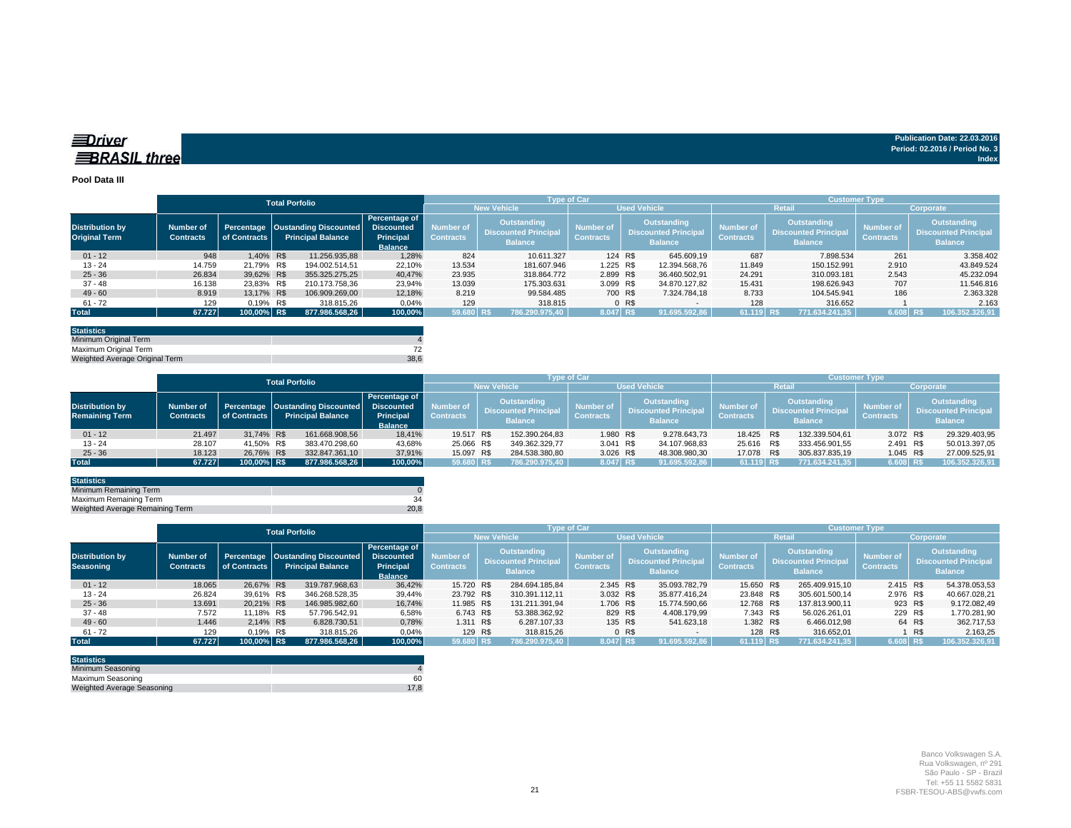**Driver BRASIL three**

**Publication Date: 22.03.2016**
**Period: 02.2016 / Period No. 3**
**Index**

**Pool Data III**

| Distribution by Original Term | Total Porfolio | | | | Type of Car | | | | Customer Type | | | |
|---|---|---|---|---|---|---|---|---|---|---|---|---|
| | | | | | New Vehicle | | Used Vehicle | | Retail | | Corporate | |
| | Number of Contracts | Percentage of Contracts | Oustanding Discounted Principal Balance | Percentage of Discounted Principal Balance | Number of Contracts | Outstanding Discounted Principal Balance | Number of Contracts | Outstanding Discounted Principal Balance | Number of Contracts | Outstanding Discounted Principal Balance | Number of Contracts | Outstanding Discounted Principal Balance |
| 01 - 12 | 948 | 1,40% | R$ 11.256.935,88 | 1,28% | 824 | 10.611.327 | 124 | R$ 645.609,19 | 687 | 7.898.534 | 261 | 3.358.402 |
| 13 - 24 | 14.759 | 21,79% | R$ 194.002.514,51 | 22,10% | 13.534 | 181.607.946 | 1.225 | R$ 12.394.568,76 | 11.849 | 150.152.991 | 2.910 | 43.849.524 |
| 25 - 36 | 26.834 | 39,62% | R$ 355.325.275,25 | 40,47% | 23.935 | 318.864.772 | 2.899 | R$ 36.460.502,91 | 24.291 | 310.093.181 | 2.543 | 45.232.094 |
| 37 - 48 | 16.138 | 23,83% | R$ 210.173.758,36 | 23,94% | 13.039 | 175.303.631 | 3.099 | R$ 34.870.127,82 | 15.431 | 198.626.943 | 707 | 11.546.816 |
| 49 - 60 | 8.919 | 13,17% | R$ 106.909.269,00 | 12,18% | 8.219 | 99.584.485 | 700 | R$ 7.324.784,18 | 8.733 | 104.545.941 | 186 | 2.363.328 |
| 61 - 72 | 129 | 0,19% | R$ 318.815,26 | 0,04% | 129 | 318.815 | 0 | R$ - | 128 | 316.652 | 1 | 2.163 |
| **Total** | **67.727** | **100,00%** | **R$ 877.986.568,26** | **100,00%** | **59.680** | **R$ 786.290.975,40** | **8.047** | **R$ 91.695.592,86** | **61.119** | **R$ 771.634.241,35** | **6.608** | **R$ 106.352.326,91** |

| Statistics | |
|---|---|
| Minimum Original Term | 4 |
| Maximum Original Term | 72 |
| Weighted Average Original Term | 38,6 |

| Distribution by Remaining Term | Total Porfolio | | | | Type of Car | | | | Customer Type | | | |
|---|---|---|---|---|---|---|---|---|---|---|---|---|
| | | | | | New Vehicle | | Used Vehicle | | Retail | | Corporate | |
| | Number of Contracts | Percentage of Contracts | Oustanding Discounted Principal Balance | Percentage of Discounted Principal Balance | Number of Contracts | Outstanding Discounted Principal Balance | Number of Contracts | Outstanding Discounted Principal Balance | Number of Contracts | Outstanding Discounted Principal Balance | Number of Contracts | Outstanding Discounted Principal Balance |
| 01 - 12 | 21.497 | 31,74% | R$ 161.668.908,56 | 18,41% | 19.517 | R$ 152.390.264,83 | 1.980 | R$ 9.278.643,73 | 18.425 | R$ 132.339.504,61 | 3.072 | R$ 29.329.403,95 |
| 13 - 24 | 28.107 | 41,50% | R$ 383.470.298,60 | 43,68% | 25.066 | R$ 349.362.329,77 | 3.041 | R$ 34.107.968,83 | 25.616 | R$ 333.456.901,55 | 2.491 | R$ 50.013.397,05 |
| 25 - 36 | 18.123 | 26,76% | R$ 332.847.361,10 | 37,91% | 15.097 | R$ 284.538.380,80 | 3.026 | R$ 48.308.980,30 | 17.078 | R$ 305.837.835,19 | 1.045 | R$ 27.009.525,91 |
| **Total** | **67.727** | **100,00%** | **R$ 877.986.568,26** | **100,00%** | **59.680** | **R$ 786.290.975,40** | **8.047** | **R$ 91.695.592,86** | **61.119** | **R$ 771.634.241,35** | **6.608** | **R$ 106.352.326,91** |

| Statistics | |
|---|---|
| Minimum Remaining Term | 0 |
| Maximum Remaining Term | 34 |
| Weighted Average Remaining Term | 20,8 |

| Distribution by Seasoning | Total Porfolio | | | | Type of Car | | | | Customer Type | | | |
|---|---|---|---|---|---|---|---|---|---|---|---|---|
| | | | | | New Vehicle | | Used Vehicle | | Retail | | Corporate | |
| | Number of Contracts | Percentage of Contracts | Oustanding Discounted Principal Balance | Percentage of Discounted Principal Balance | Number of Contracts | Outstanding Discounted Principal Balance | Number of Contracts | Outstanding Discounted Principal Balance | Number of Contracts | Outstanding Discounted Principal Balance | Number of Contracts | Outstanding Discounted Principal Balance |
| 01 - 12 | 18.065 | 26,67% | R$ 319.787.968,63 | 36,42% | 15.720 | R$ 284.694.185,84 | 2.345 | R$ 35.093.782,79 | 15.650 | R$ 265.409.915,10 | 2.415 | R$ 54.378.053,53 |
| 13 - 24 | 26.824 | 39,61% | R$ 346.268.528,35 | 39,44% | 23.792 | R$ 310.391.112,11 | 3.032 | R$ 35.877.416,24 | 23.848 | R$ 305.601.500,14 | 2.976 | R$ 40.667.028,21 |
| 25 - 36 | 13.691 | 20,21% | R$ 146.985.982,60 | 16,74% | 11.985 | R$ 131.211.391,94 | 1.706 | R$ 15.774.590,66 | 12.768 | R$ 137.813.900,11 | 923 | R$ 9.172.082,49 |
| 37 - 48 | 7.572 | 11,18% | R$ 57.796.542,91 | 6,58% | 6.743 | R$ 53.388.362,92 | 829 | R$ 4.408.179,99 | 7.343 | R$ 56.026.261,01 | 229 | R$ 1.770.281,90 |
| 49 - 60 | 1.446 | 2,14% | R$ 6.828.730,51 | 0,78% | 1.311 | R$ 6.287.107,33 | 135 | R$ 541.623,18 | 1.382 | R$ 6.466.012,98 | 64 | R$ 362.717,53 |
| 61 - 72 | 129 | 0,19% | R$ 318.815,26 | 0,04% | 129 | R$ 318.815,26 | 0 | R$ - | 128 | R$ 316.652,01 | 1 | R$ 2.163,25 |
| **Total** | **67.727** | **100,00%** | **R$ 877.986.568,26** | **100,00%** | **59.680** | **R$ 786.290.975,40** | **8.047** | **R$ 91.695.592,86** | **61.119** | **R$ 771.634.241,35** | **6.608** | **R$ 106.352.326,91** |

| Statistics | |
|---|---|
| Minimum Seasoning | 4 |
| Maximum Seasoning | 60 |
| Weighted Average Seasoning | 17,8 |

Banco Volkswagen S.A.
Rua Volkswagen, nº 291
São Paulo - SP - Brazil
Tel: +55 11 5582 5831
FSBR-TESOU-ABS@vwfs.com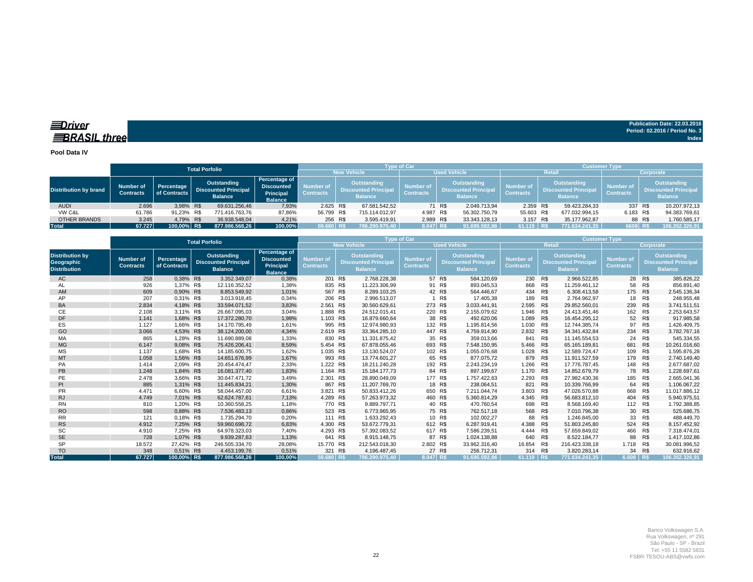Driver BRASIL three

Publication Date: 22.03.2016
Period: 02.2016 / Period No. 3
Index

**Pool Data IV**

| | Total Porfolio | | | | Type of Car | | | | Customer Type | | | |
|---|---|---|---|---|---|---|---|---|---|---|---|---|
| | | | | | New Vehicle | | Used Vehicle | | Retail | | Corporate | |
| Distribution by brand | Number of Contracts | Percentage of Contracts | Outstanding Discounted Principal Balance | Percentage of Discounted Principal Balance | Number of Contracts | Outstanding Discounted Principal Balance | Number of Contracts | Outstanding Discounted Principal Balance | Number of Contracts | Outstanding Discounted Principal Balance | Number of Contracts | Outstanding Discounted Principal Balance |
| AUDI | 2.696 | 3,98% | R$ 69.631.256,46 | 7,93% | 2.625 | R$ 67.581.542,52 | 71 | R$ 2.049.713,94 | 2.359 | R$ 59.423.284,33 | 337 | R$ 10.207.972,13 |
| VW C&L | 61.786 | 91,23% | R$ 771.416.763,76 | 87,86% | 56.799 | R$ 715.114.012,97 | 4.987 | R$ 56.302.750,79 | 55.603 | R$ 677.032.994,15 | 6.183 | R$ 94.383.769,61 |
| OTHER BRANDS | 3.245 | 4,79% | R$ 36.938.548,04 | 4,21% | 256 | R$ 3.595.419,91 | 2.989 | R$ 33.343.128,13 | 3.157 | R$ 35.177.962,87 | 88 | R$ 1.760.585,17 |
| **Total** | **67.727** | **100,00%** | **R$ 877.986.568,26** | **100,00%** | **59.680** | **R$ 786.290.975,40** | **8.047** | **R$ 91.695.592,86** | **61.119** | **R$ 771.634.241,35** | **6608** | **R$ 106.352.326,91** |

| | Total Porfolio | | | | Type of Car | | | | Customer Type | | | |
|---|---|---|---|---|---|---|---|---|---|---|---|---|
| | | | | | New Vehicle | | Used Vehicle | | Retail | | Corporate | |
| Distribution by Geographic Distribution | Number of Contracts | Percentage of Contracts | Outstanding Discounted Principal Balance | Percentage of Discounted Principal Balance | Number of Contracts | Outstanding Discounted Principal Balance | Number of Contracts | Outstanding Discounted Principal Balance | Number of Contracts | Outstanding Discounted Principal Balance | Number of Contracts | Outstanding Discounted Principal Balance |
| AC | 258 | 0,38% | R$ 3.352.349,07 | 0,38% | 201 | R$ 2.768.228,38 | 57 | R$ 584.120,69 | 230 | R$ 2.966.522,85 | 28 | R$ 385.826,22 |
| AL | 926 | 1,37% | R$ 12.116.352,52 | 1,38% | 835 | R$ 11.223.306,99 | 91 | R$ 893.045,53 | 868 | R$ 11.259.461,12 | 58 | R$ 856.891,40 |
| AM | 609 | 0,90% | R$ 8.853.549,92 | 1,01% | 567 | R$ 8.289.103,25 | 42 | R$ 564.446,67 | 434 | R$ 6.308.413,58 | 175 | R$ 2.545.136,34 |
| AP | 207 | 0,31% | R$ 3.013.918,45 | 0,34% | 206 | R$ 2.996.513,07 | 1 | R$ 17.405,38 | 189 | R$ 2.764.962,97 | 18 | R$ 248.955,48 |
| BA | 2.834 | 4,18% | R$ 33.594.071,52 | 3,83% | 2.561 | R$ 30.560.629,61 | 273 | R$ 3.033.441,91 | 2.595 | R$ 29.852.560,01 | 239 | R$ 3.741.511,51 |
| CE | 2.108 | 3,11% | R$ 26.667.095,03 | 3,04% | 1.888 | R$ 24.512.015,41 | 220 | R$ 2.155.079,62 | 1.946 | R$ 24.413.451,46 | 162 | R$ 2.253.643,57 |
| DF | 1.141 | 1,68% | R$ 17.372.280,70 | 1,98% | 1.103 | R$ 16.879.660,64 | 38 | R$ 492.620,06 | 1.089 | R$ 16.454.295,12 | 52 | R$ 917.985,58 |
| ES | 1.127 | 1,66% | R$ 14.170.795,49 | 1,61% | 995 | R$ 12.974.980,93 | 132 | R$ 1.195.814,56 | 1.030 | R$ 12.744.385,74 | 97 | R$ 1.426.409,75 |
| GO | 3.066 | 4,53% | R$ 38.124.200,00 | 4,34% | 2.619 | R$ 33.364.285,10 | 447 | R$ 4.759.914,90 | 2.832 | R$ 34.341.432,84 | 234 | R$ 3.782.767,16 |
| MA | 865 | 1,28% | R$ 11.690.889,08 | 1,33% | 830 | R$ 11.331.875,42 | 35 | R$ 359.013,66 | 841 | R$ 11.145.554,53 | 24 | R$ 545.334,55 |
| MG | 6.147 | 9,08% | R$ 75.426.206,41 | 8,59% | 5.454 | R$ 67.878.055,46 | 693 | R$ 7.548.150,95 | 5.466 | R$ 65.165.189,81 | 681 | R$ 10.261.016,60 |
| MS | 1.137 | 1,68% | R$ 14.185.600,75 | 1,62% | 1.035 | R$ 13.130.524,07 | 102 | R$ 1.055.076,68 | 1.028 | R$ 12.589.724,47 | 109 | R$ 1.595.876,28 |
| MT | 1.058 | 1,56% | R$ 14.651.676,99 | 1,67% | 993 | R$ 13.774.601,27 | 65 | R$ 877.075,72 | 879 | R$ 11.911.527,59 | 179 | R$ 2.740.149,40 |
| PA | 1.414 | 2,09% | R$ 20.454.474,47 | 2,33% | 1.222 | R$ 18.211.240,28 | 192 | R$ 2.243.234,19 | 1.266 | R$ 17.776.787,45 | 148 | R$ 2.677.687,02 |
| PB | 1.248 | 1,84% | R$ 16.081.377,40 | 1,83% | 1.164 | R$ 15.184.177,73 | 84 | R$ 897.199,67 | 1.170 | R$ 14.852.679,79 | 78 | R$ 1.228.697,61 |
| PE | 2.478 | 3,66% | R$ 30.647.471,72 | 3,49% | 2.301 | R$ 28.890.049,09 | 177 | R$ 1.757.422,63 | 2.293 | R$ 27.982.430,36 | 185 | R$ 2.665.041,36 |
| PI | 885 | 1,31% | R$ 11.445.834,21 | 1,30% | 867 | R$ 11.207.769,70 | 18 | R$ 238.064,51 | 821 | R$ 10.339.766,99 | 64 | R$ 1.106.067,22 |
| PR | 4.471 | 6,60% | R$ 58.044.457,00 | 6,61% | 3.821 | R$ 50.833.412,26 | 650 | R$ 7.211.044,74 | 3.803 | R$ 47.026.570,88 | 668 | R$ 11.017.886,12 |
| RJ | 4.749 | 7,01% | R$ 62.624.787,61 | 7,13% | 4.289 | R$ 57.263.973,32 | 460 | R$ 5.360.814,29 | 4.345 | R$ 56.683.812,10 | 404 | R$ 5.940.975,51 |
| RN | 810 | 1,20% | R$ 10.360.558,25 | 1,18% | 770 | R$ 9.889.797,71 | 40 | R$ 470.760,54 | 698 | R$ 8.568.169,40 | 112 | R$ 1.792.388,85 |
| RO | 598 | 0,88% | R$ 7.536.483,13 | 0,86% | 523 | R$ 6.773.965,95 | 75 | R$ 762.517,18 | 568 | R$ 7.010.796,38 | 30 | R$ 525.686,75 |
| RR | 121 | 0,18% | R$ 1.735.294,70 | 0,20% | 111 | R$ 1.633.292,43 | 10 | R$ 102.002,27 | 88 | R$ 1.246.845,00 | 33 | R$ 488.449,70 |
| RS | 4.912 | 7,25% | R$ 59.960.698,72 | 6,83% | 4.300 | R$ 53.672.779,31 | 612 | R$ 6.287.919,41 | 4.388 | R$ 51.803.245,80 | 524 | R$ 8.157.452,92 |
| SC | 4.910 | 7,25% | R$ 64.978.323,03 | 7,40% | 4.293 | R$ 57.392.083,52 | 617 | R$ 7.586.239,51 | 4.444 | R$ 57.659.849,02 | 466 | R$ 7.318.474,01 |
| SE | 728 | 1,07% | R$ 9.939.287,63 | 1,13% | 641 | R$ 8.915.148,75 | 87 | R$ 1.024.138,88 | 640 | R$ 8.522.184,77 | 88 | R$ 1.417.102,86 |
| SP | 18.572 | 27,42% | R$ 246.505.334,70 | 28,08% | 15.770 | R$ 212.543.018,30 | 2.802 | R$ 33.962.316,40 | 16.854 | R$ 216.423.338,18 | 1.718 | R$ 30.081.996,52 |
| TO | 348 | 0,51% | R$ 4.453.199,76 | 0,51% | 321 | R$ 4.196.487,45 | 27 | R$ 256.712,31 | 314 | R$ 3.820.283,14 | 34 | R$ 632.916,62 |
| **Total** | **67.727** | **100,00%** | **R$ 877.986.568,26** | **100,00%** | **59.680** | **R$ 786.290.975,40** | **8.047** | **R$ 91.695.592,86** | **61.119** | **R$ 771.634.241,35** | **6.608** | **R$ 106.352.326,91** |

Banco Volkswagen S.A.
Rua Volkswagen, nº 291
São Paulo - SP - Brazil
Tel: +55 11 5582 5831
FSBR-TESOU-ABS@vwfs.com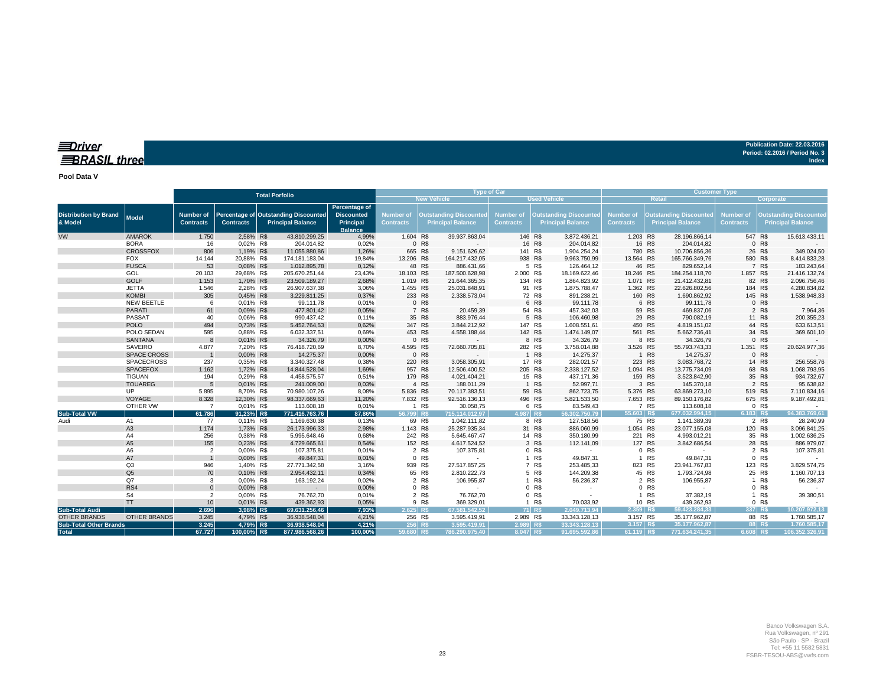**Driver BRASIL three**

**Publication Date: 22.03.2016**
**Period: 02.2016 / Period No. 3**
**Index**

**Pool Data V**

| Distribution by Brand & Model | Model | Total Porfolio | | | | Type of Car | | | | Customer Type | | | |
|---|---|---|---|---|---|---|---|---|---|---|---|---|---|
| | | | | | | New Vehicle | | Used Vehicle | | Retail | | Corporate | |
| | | Number of Contracts | Percentage of Contracts | Outstanding Discounted Principal Balance | Percentage of Discounted Principal Balance | Number of Contracts | Outstanding Discounted Principal Balance | Number of Contracts | Outstanding Discounted Principal Balance | Number of Contracts | Outstanding Discounted Principal Balance | Number of Contracts | Outstanding Discounted Principal Balance |
| VW | AMAROK | 1.750 | 2,58% | R$ 43.810.299,25 | 4,99% | 1.604 | R$ 39.937.863,04 | 146 | R$ 3.872.436,21 | 1.203 | R$ 28.196.866,14 | 547 | R$ 15.613.433,11 |
| | BORA | 16 | 0,02% | R$ 204.014,82 | 0,02% | 0 | R$ - | 16 | R$ 204.014,82 | 16 | R$ 204.014,82 | 0 | R$ - |
| | CROSSFOX | 806 | 1,19% | R$ 11.055.880,86 | 1,26% | 665 | R$ 9.151.626,62 | 141 | R$ 1.904.254,24 | 780 | R$ 10.706.856,36 | 26 | R$ 349.024,50 |
| | FOX | 14.144 | 20,88% | R$ 174.181.183,04 | 19,84% | 13.206 | R$ 164.217.432,05 | 938 | R$ 9.963.750,99 | 13.564 | R$ 165.766.349,76 | 580 | R$ 8.414.833,28 |
| | FUSCA | 53 | 0,08% | R$ 1.012.895,78 | 0,12% | 48 | R$ 886.431,66 | 5 | R$ 126.464,12 | 46 | R$ 829.652,14 | 7 | R$ 183.243,64 |
| | GOL | 20.103 | 29,68% | R$ 205.670.251,44 | 23,43% | 18.103 | R$ 187.500.628,98 | 2.000 | R$ 18.169.622,46 | 18.246 | R$ 184.254.118,70 | 1.857 | R$ 21.416.132,74 |
| | GOLF | 1.153 | 1,70% | R$ 23.509.189,27 | 2,68% | 1.019 | R$ 21.644.365,35 | 134 | R$ 1.864.823,92 | 1.071 | R$ 21.412.432,81 | 82 | R$ 2.096.756,46 |
| | JETTA | 1.546 | 2,28% | R$ 26.907.637,38 | 3,06% | 1.455 | R$ 25.031.848,91 | 91 | R$ 1.875.788,47 | 1.362 | R$ 22.626.802,56 | 184 | R$ 4.280.834,82 |
| | KOMBI | 305 | 0,45% | R$ 3.229.811,25 | 0,37% | 233 | R$ 2.338.573,04 | 72 | R$ 891.238,21 | 160 | R$ 1.690.862,92 | 145 | R$ 1.538.948,33 |
| | NEW BEETLE | 6 | 0,01% | R$ 99.111,78 | 0,01% | 0 | R$ - | 6 | R$ 99.111,78 | 6 | R$ 99.111,78 | 0 | R$ - |
| | PARATI | 61 | 0,09% | R$ 477.801,42 | 0,05% | 7 | R$ 20.459,39 | 54 | R$ 457.342,03 | 59 | R$ 469.837,06 | 2 | R$ 7.964,36 |
| | PASSAT | 40 | 0,06% | R$ 990.437,42 | 0,11% | 35 | R$ 883.976,44 | 5 | R$ 106.460,98 | 29 | R$ 790.082,19 | 11 | R$ 200.355,23 |
| | POLO | 494 | 0,73% | R$ 5.452.764,53 | 0,62% | 347 | R$ 3.844.212,92 | 147 | R$ 1.608.551,61 | 450 | R$ 4.819.151,02 | 44 | R$ 633.613,51 |
| | POLO SEDAN | 595 | 0,88% | R$ 6.032.337,51 | 0,69% | 453 | R$ 4.558.188,44 | 142 | R$ 1.474.149,07 | 561 | R$ 5.662.736,41 | 34 | R$ 369.601,10 |
| | SANTANA | 8 | 0,01% | R$ 34.326,79 | 0,00% | 0 | R$ - | 8 | R$ 34.326,79 | 8 | R$ 34.326,79 | 0 | R$ - |
| | SAVEIRO | 4.877 | 7,20% | R$ 76.418.720,69 | 8,70% | 4.595 | R$ 72.660.705,81 | 282 | R$ 3.758.014,88 | 3.526 | R$ 55.793.743,33 | 1.351 | R$ 20.624.977,36 |
| | SPACE CROSS | 1 | 0,00% | R$ 14.275,37 | 0,00% | 0 | R$ - | 1 | R$ 14.275,37 | 1 | R$ 14.275,37 | 0 | R$ - |
| | SPACECROSS | 237 | 0,35% | R$ 3.340.327,48 | 0,38% | 220 | R$ 3.058.305,91 | 17 | R$ 282.021,57 | 223 | R$ 3.083.768,72 | 14 | R$ 256.558,76 |
| | SPACEFOX | 1.162 | 1,72% | R$ 14.844.528,04 | 1,69% | 957 | R$ 12.506.400,52 | 205 | R$ 2.338.127,52 | 1.094 | R$ 13.775.734,09 | 68 | R$ 1.068.793,95 |
| | TIGUAN | 194 | 0,29% | R$ 4.458.575,57 | 0,51% | 179 | R$ 4.021.404,21 | 15 | R$ 437.171,36 | 159 | R$ 3.523.842,90 | 35 | R$ 934.732,67 |
| | TOUAREG | 5 | 0,01% | R$ 241.009,00 | 0,03% | 4 | R$ 188.011,29 | 1 | R$ 52.997,71 | 3 | R$ 145.370,18 | 2 | R$ 95.638,82 |
| | UP | 5.895 | 8,70% | R$ 70.980.107,26 | 8,08% | 5.836 | R$ 70.117.383,51 | 59 | R$ 862.723,75 | 5.376 | R$ 63.869.273,10 | 519 | R$ 7.110.834,16 |
| | VOYAGE | 8.328 | 12,30% | R$ 98.337.669,63 | 11,20% | 7.832 | R$ 92.516.136,13 | 496 | R$ 5.821.533,50 | 7.653 | R$ 89.150.176,82 | 675 | R$ 9.187.492,81 |
| | OTHER VW | 7 | 0,01% | R$ 113.608,18 | 0,01% | 1 | R$ 30.058,75 | 6 | R$ 83.549,43 | 7 | R$ 113.608,18 | 0 | R$ - |
| **Sub-Total VW** | | **61.786** | **91,23%** | **R$ 771.416.763,76** | **87,86%** | **56.799** | **R$ 715.114.012,97** | **4.987** | **R$ 56.302.750,79** | **55.603** | **R$ 677.032.994,15** | **6.183** | **R$ 94.383.769,61** |
| Audi | A1 | 77 | 0,11% | R$ 1.169.630,38 | 0,13% | 69 | R$ 1.042.111,82 | 8 | R$ 127.518,56 | 75 | R$ 1.141.389,39 | 2 | R$ 28.240,99 |
| | A3 | 1.174 | 1,73% | R$ 26.173.996,33 | 2,98% | 1.143 | R$ 25.287.935,34 | 31 | R$ 886.060,99 | 1.054 | R$ 23.077.155,08 | 120 | R$ 3.096.841,25 |
| | A4 | 256 | 0,38% | R$ 5.995.648,46 | 0,68% | 242 | R$ 5.645.467,47 | 14 | R$ 350.180,99 | 221 | R$ 4.993.012,21 | 35 | R$ 1.002.636,25 |
| | A5 | 155 | 0,23% | R$ 4.729.665,61 | 0,54% | 152 | R$ 4.617.524,52 | 3 | R$ 112.141,09 | 127 | R$ 3.842.686,54 | 28 | R$ 886.979,07 |
| | A6 | 2 | 0,00% | R$ 107.375,81 | 0,01% | 2 | R$ 107.375,81 | 0 | R$ - | 0 | R$ - | 2 | R$ 107.375,81 |
| | A7 | 1 | 0,00% | R$ 49.847,31 | 0,01% | 0 | R$ - | 1 | R$ 49.847,31 | 1 | R$ 49.847,31 | 0 | R$ - |
| | Q3 | 946 | 1,40% | R$ 27.771.342,58 | 3,16% | 939 | R$ 27.517.857,25 | 7 | R$ 253.485,33 | 823 | R$ 23.941.767,83 | 123 | R$ 3.829.574,75 |
| | Q5 | 70 | 0,10% | R$ 2.954.432,11 | 0,34% | 65 | R$ 2.810.222,73 | 5 | R$ 144.209,38 | 45 | R$ 1.793.724,98 | 25 | R$ 1.160.707,13 |
| | Q7 | 3 | 0,00% | R$ 163.192,24 | 0,02% | 2 | R$ 106.955,87 | 1 | R$ 56.236,37 | 2 | R$ 106.955,87 | 1 | R$ 56.236,37 |
| | RS4 | 0 | 0,00% | R$ - | 0,00% | 0 | R$ - | 0 | R$ - | 0 | R$ - | 0 | R$ - |
| | S4 | 2 | 0,00% | R$ 76.762,70 | 0,01% | 2 | R$ 76.762,70 | 0 | R$ - | 1 | R$ 37.382,19 | 1 | R$ 39.380,51 |
| | TT | 10 | 0,01% | R$ 439.362,93 | 0,05% | 9 | R$ 369.329,01 | 1 | R$ 70.033,92 | 10 | R$ 439.362,93 | 0 | R$ - |
| **Sub-Total Audi** | | **2.696** | **3,98%** | **R$ 69.631.256,46** | **7,93%** | **2.625** | **R$ 67.581.542,52** | **71** | **R$ 2.049.713,94** | **2.359** | **R$ 59.423.284,33** | **337** | **R$ 10.207.972,13** |
| OTHER BRANDS | OTHER BRANDS | 3.245 | 4,79% | R$ 36.938.548,04 | 4,21% | 256 | R$ 3.595.419,91 | 2.989 | R$ 33.343.128,13 | 3.157 | R$ 35.177.962,87 | 88 | R$ 1.760.585,17 |
| **Sub-Total Other Brands** | | **3.245** | **4,79%** | **R$ 36.938.548,04** | **4,21%** | **256** | **R$ 3.595.419,91** | **2.989** | **R$ 33.343.128,13** | **3.157** | **R$ 35.177.962,87** | **88** | **R$ 1.760.585,17** |
| **Total** | | **67.727** | **100,00%** | **R$ 877.986.568,26** | **100,00%** | **59.680** | **R$ 786.290.975,40** | **8.047** | **R$ 91.695.592,86** | **61.119** | **R$ 771.634.241,35** | **6.608** | **R$ 106.352.326,91** |

Banco Volkswagen S.A.
Rua Volkswagen, nº 291
São Paulo - SP - Brazil
Tel: +55 11 5582 5831
FSBR-TESOU-ABS@vwfs.com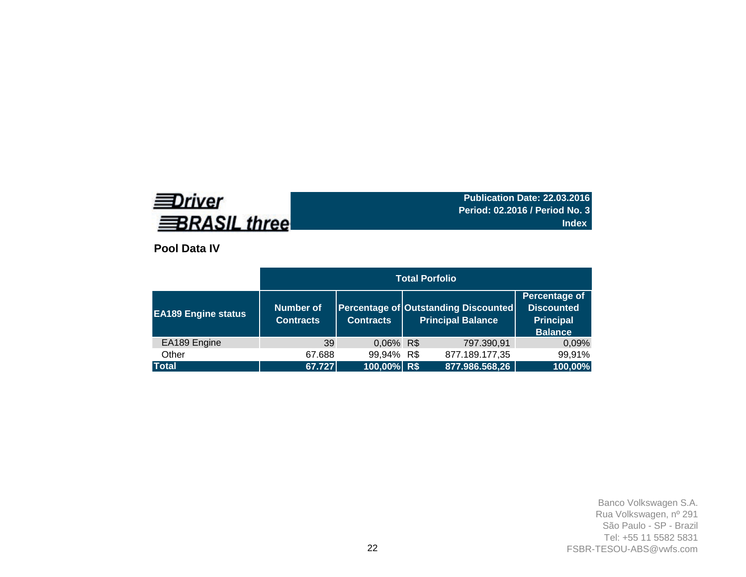**Driver BRASIL three**

**Publication Date: 22.03.2016**
**Period: 02.2016 / Period No. 3**
**Index**

## Pool Data IV

| | Total Porfolio | | | |
|---|---|---|---|---|
| **EA189 Engine status** | **Number of Contracts** | **Percentage of Contracts** | **Outstanding Discounted Principal Balance** | **Percentage of Discounted Principal Balance** |
| EA189 Engine | 39 | 0,06% | R$ 797.390,91 | 0,09% |
| Other | 67.688 | 99,94% | R$ 877.189.177,35 | 99,91% |
| **Total** | **67.727** | **100,00%** | **R$ 877.986.568,26** | **100,00%** |

Banco Volkswagen S.A.
Rua Volkswagen, nº 291
São Paulo - SP - Brazil
Tel: +55 11 5582 5831
FSBR-TESOU-ABS@vwfs.com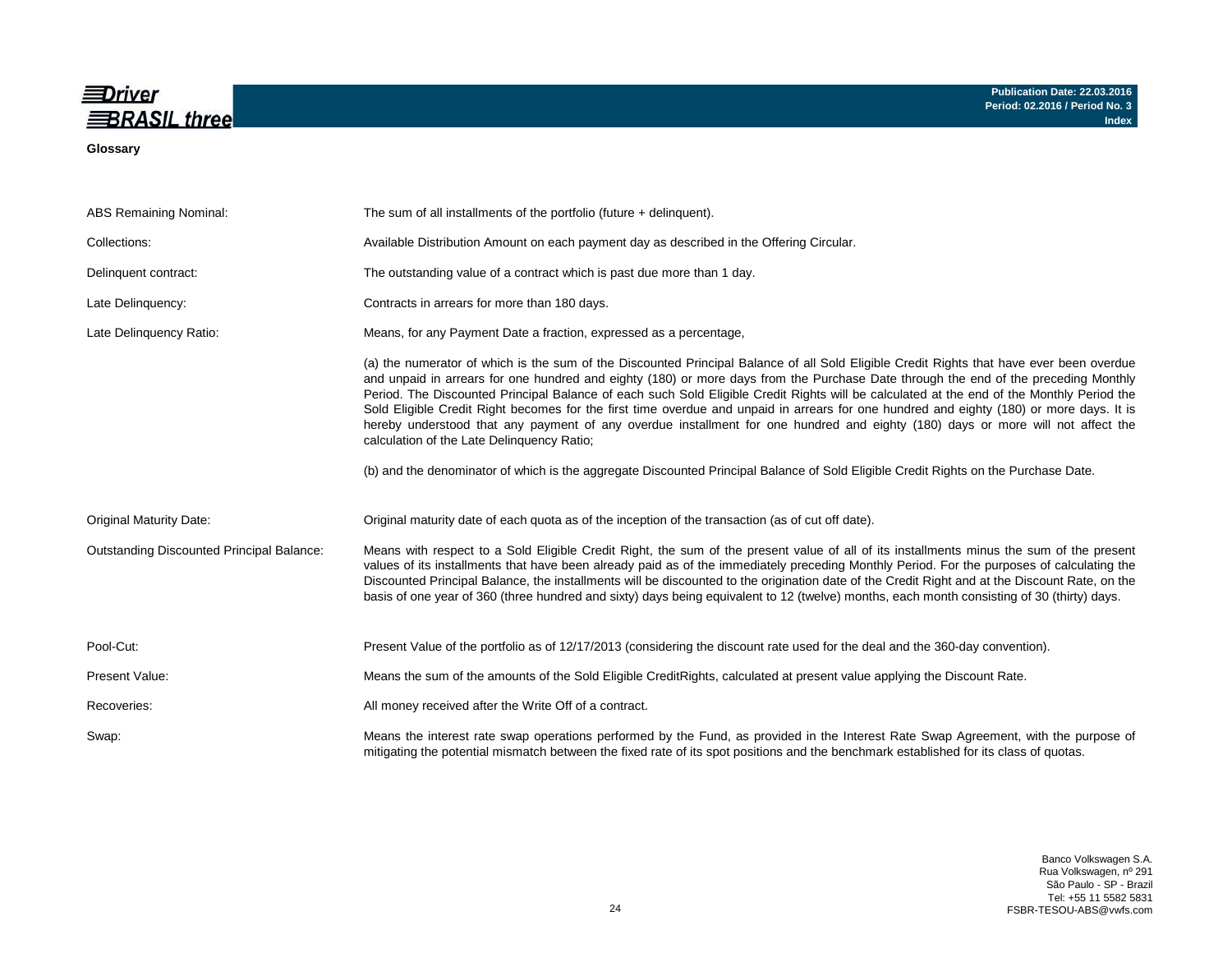## Glossary

| | |
|---|---|
| ABS Remaining Nominal: | The sum of all installments of the portfolio (future + delinquent). |
| Collections: | Available Distribution Amount on each payment day as described in the Offering Circular. |
| Delinquent contract: | The outstanding value of a contract which is past due more than 1 day. |
| Late Delinquency: | Contracts in arrears for more than 180 days. |
| Late Delinquency Ratio: | Means, for any Payment Date a fraction, expressed as a percentage,<br><br>(a) the numerator of which is the sum of the Discounted Principal Balance of all Sold Eligible Credit Rights that have ever been overdue and unpaid in arrears for one hundred and eighty (180) or more days from the Purchase Date through the end of the preceding Monthly Period. The Discounted Principal Balance of each such Sold Eligible Credit Rights will be calculated at the end of the Monthly Period the Sold Eligible Credit Right becomes for the first time overdue and unpaid in arrears for one hundred and eighty (180) or more days. It is hereby understood that any payment of any overdue installment for one hundred and eighty (180) days or more will not affect the calculation of the Late Delinquency Ratio;<br><br>(b) and the denominator of which is the aggregate Discounted Principal Balance of Sold Eligible Credit Rights on the Purchase Date. |
| Original Maturity Date: | Original maturity date of each quota as of the inception of the transaction (as of cut off date). |
| Outstanding Discounted Principal Balance: | Means with respect to a Sold Eligible Credit Right, the sum of the present value of all of its installments minus the sum of the present values of its installments that have been already paid as of the immediately preceding Monthly Period. For the purposes of calculating the Discounted Principal Balance, the installments will be discounted to the origination date of the Credit Right and at the Discount Rate, on the basis of one year of 360 (three hundred and sixty) days being equivalent to 12 (twelve) months, each month consisting of 30 (thirty) days. |
| Pool-Cut: | Present Value of the portfolio as of 12/17/2013 (considering the discount rate used for the deal and the 360-day convention). |
| Present Value: | Means the sum of the amounts of the Sold Eligible CreditRights, calculated at present value applying the Discount Rate. |
| Recoveries: | All money received after the Write Off of a contract. |
| Swap: | Means the interest rate swap operations performed by the Fund, as provided in the Interest Rate Swap Agreement, with the purpose of mitigating the potential mismatch between the fixed rate of its spot positions and the benchmark established for its class of quotas. |

Banco Volkswagen S.A.
Rua Volkswagen, nº 291
São Paulo - SP - Brazil
Tel: +55 11 5582 5831
FSBR-TESOU-ABS@vwfs.com